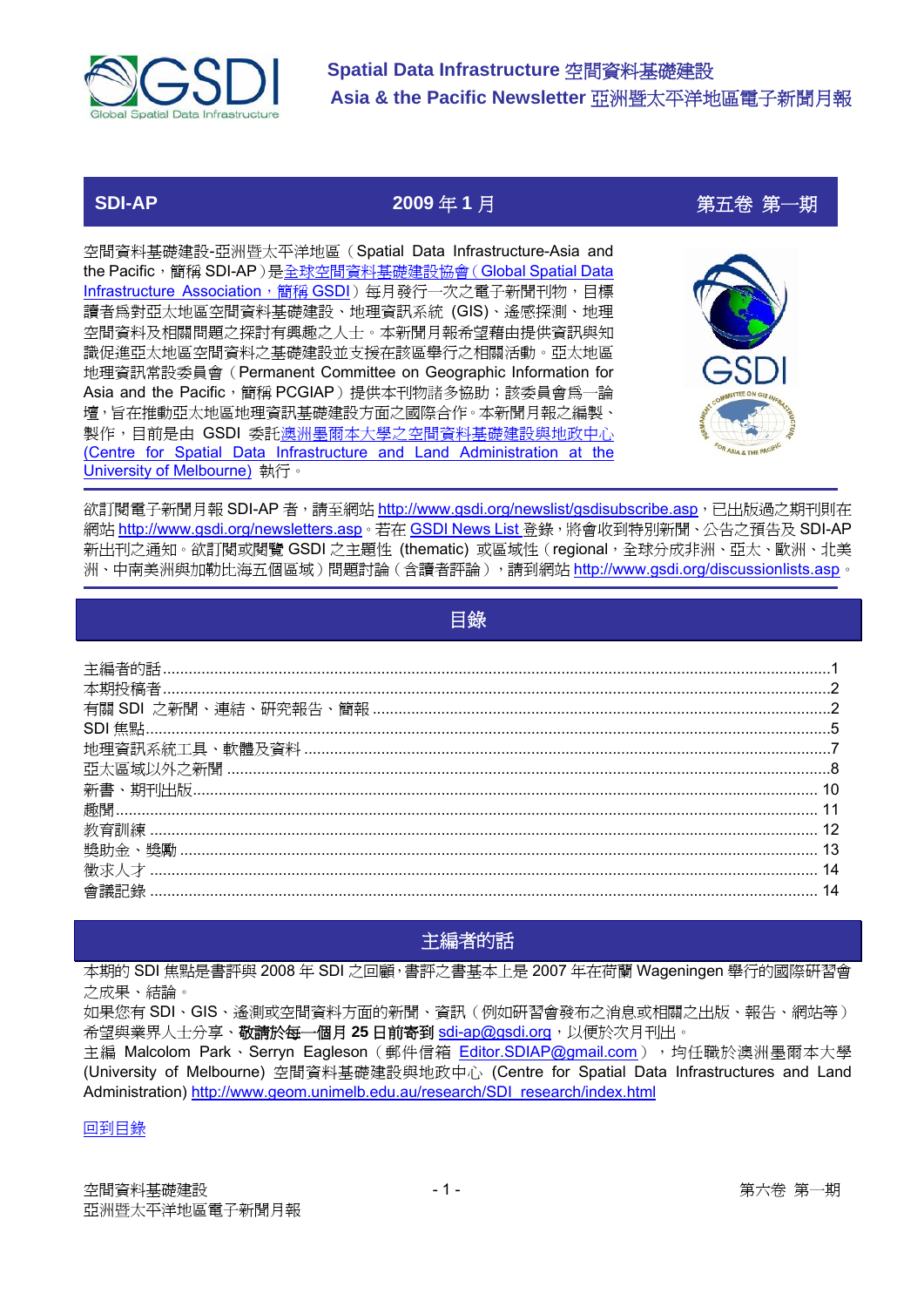# Spatial Data Infrastructure 空間資料基礎建設
# Asia & the Pacific Newsletter 亞洲暨太平洋地區電子新聞月報

**SDI-AP** | **2009 年 1 月** | **第五卷 第一期**

空間資料基礎建設-亞洲暨太平洋地區（Spatial Data Infrastructure-Asia and the Pacific，簡稱 SDI-AP）是全球空間資料基礎建設協會（Global Spatial Data Infrastructure Association，簡稱 GSDI）每月發行一次之電子新聞刊物，目標讀者為對亞太地區空間資料基礎建設、地理資訊系統 (GIS)、遙感探測、地理空間資料及相關問題之探討有興趣之人士。本新聞月報希望藉由提供資訊與知識促進亞太地區空間資料之基礎建設並支援在該區舉行之相關活動。亞太地區地理資訊常設委員會（Permanent Committee on Geographic Information for Asia and the Pacific，簡稱 PCGIAP）提供本刊物諸多協助；該委員會為一論壇，旨在推動亞太地區地理資訊基礎建設方面之國際合作。本新聞月報之編製、製作，目前是由 GSDI 委託澳洲墨爾本大學之空間資料基礎建設與地政中心 (Centre for Spatial Data Infrastructure and Land Administration at the University of Melbourne) 執行。

欲訂閱電子新聞月報 SDI-AP 者，請至網站 http://www.gsdi.org/newslist/gsdisubscribe.asp，已出版過之期刊則在網站 http://www.gsdi.org/newsletters.asp。若在 GSDI News List 登錄，將會收到特別新聞、公告之預告及 SDI-AP 新出刊之通知。欲訂閱或閱覽 GSDI 之主題性 (thematic) 或區域性（regional，全球分成非洲、亞太、歐洲、北美洲、中南美洲與加勒比海五個區域）問題討論（含讀者評論），請到網站 http://www.gsdi.org/discussionlists.asp。

## 目錄

- 主編者的話 ........ 1
- 本期投稿者 ........ 2
- 有關 SDI 之新聞、連結、研究報告、簡報 ........ 2
- SDI 焦點 ........ 5
- 地理資訊系統工具、軟體及資料 ........ 7
- 亞太區域以外之新聞 ........ 8
- 新書、期刊出版 ........ 10
- 趣聞 ........ 11
- 教育訓練 ........ 12
- 獎助金、獎勵 ........ 13
- 徵求人才 ........ 14
- 會議記錄 ........ 14

## 主編者的話

本期的 SDI 焦點是書評與 2008 年 SDI 之回顧，書評之書基本上是 2007 年在荷蘭 Wageningen 舉行的國際研習會之成果、結論。

如果您有 SDI、GIS、遙測或空間資料方面的新聞、資訊（例如研習會發布之消息或相關之出版、報告、網站等）希望與業界人士分享、**敬請於每一個月 25 日前寄到** sdi-ap@gsdi.org，以便於次月刊出。

主編 Malcolm Park、Serryn Eagleson（郵件信箱 Editor.SDIAP@gmail.com），均任職於澳洲墨爾本大學 (University of Melbourne) 空間資料基礎建設與地政中心 (Centre for Spatial Data Infrastructures and Land Administration) http://www.geom.unimelb.edu.au/research/SDI_research/index.html

回到目錄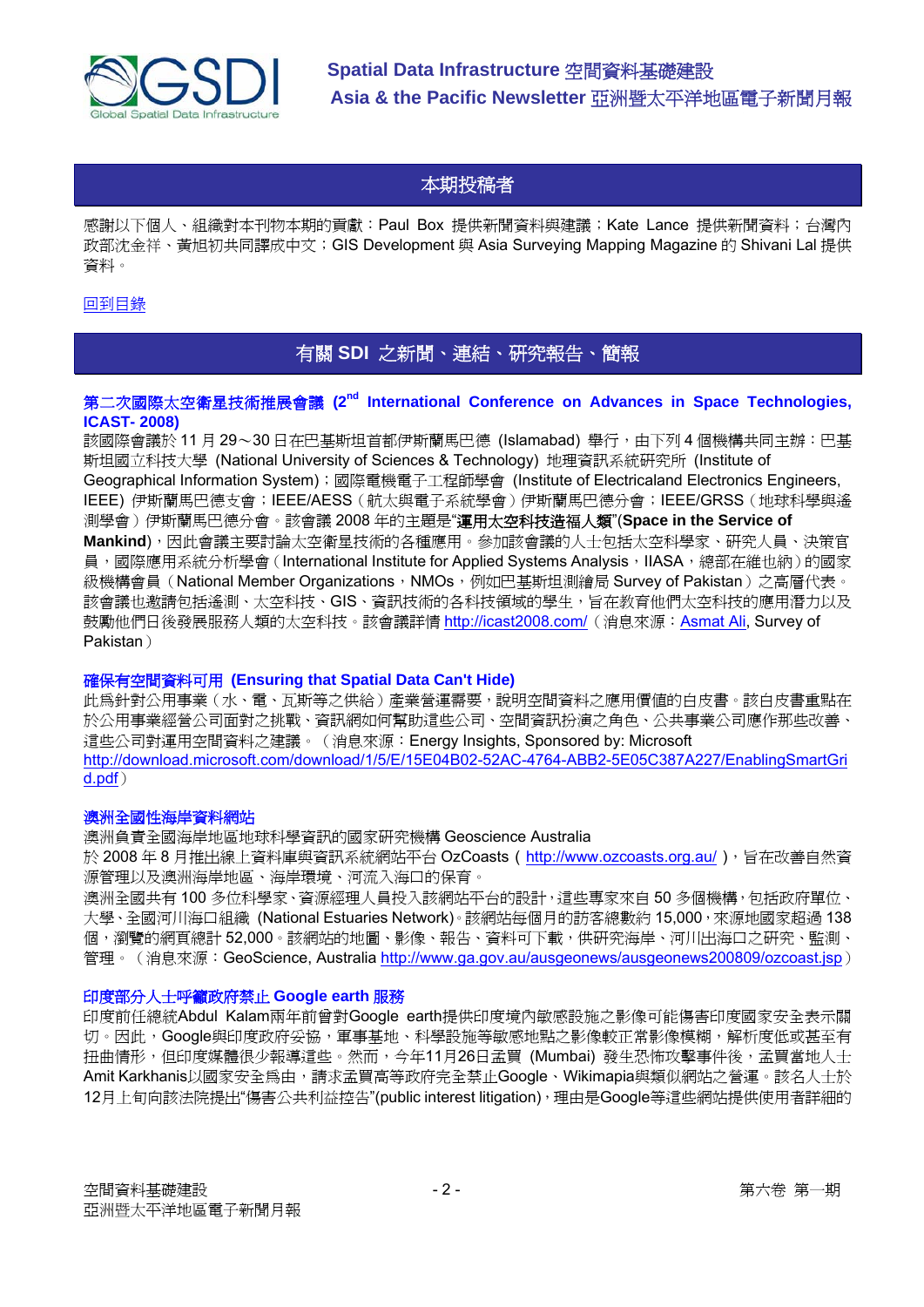## 本期投稿者

感謝以下個人、組織對本刊物本期的貢獻：Paul Box 提供新聞資料與建議；Kate Lance 提供新聞資料；台灣內政部沈金祥、黃旭初共同譯成中文；GIS Development 與 Asia Surveying Mapping Magazine 的 Shivani Lal 提供資料。

回到目錄

## 有關 SDI 之新聞、連結、研究報告、簡報

### 第二次國際太空衛星技術推展會議 (2nd International Conference on Advances in Space Technologies, ICAST- 2008)

該國際會議於 11 月 29～30 日在巴基斯坦首都伊斯蘭馬巴德 (Islamabad) 舉行，由下列 4 個機構共同主辦：巴基斯坦國立科技大學 (National University of Sciences & Technology) 地理資訊系統研究所 (Institute of Geographical Information System)；國際電機電子工程師學會 (Institute of Electricaland Electronics Engineers, IEEE) 伊斯蘭馬巴德支會；IEEE/AESS（航太與電子系統學會）伊斯蘭馬巴德分會；IEEE/GRSS（地球科學與遙測學會）伊斯蘭馬巴德分會。該會議 2008 年的主題是"**運用太空科技造福人類**"(**Space in the Service of Mankind**)，因此會議主要討論太空衛星技術的各種應用。參加該會議的人士包括太空科學家、研究人員、決策官員，國際應用系統分析學會（International Institute for Applied Systems Analysis，IIASA，總部在維也納）的國家級機構會員（National Member Organizations，NMOs，例如巴基斯坦測繪局 Survey of Pakistan）之高層代表。該會議也邀請包括遙測、太空科技、GIS、資訊技術的各科技領域的學生，旨在教育他們太空科技的應用潛力以及鼓勵他們日後發展服務人類的太空科技。該會議詳情 http://icast2008.com/（消息來源：Asmat Ali, Survey of Pakistan）

### 確保有空間資料可用 (Ensuring that Spatial Data Can't Hide)

此為針對公用事業（水、電、瓦斯等之供給）產業營運需要，說明空間資料之應用價值的白皮書。該白皮書重點在於公用事業經營公司面對之挑戰、資訊網如何幫助這些公司、空間資訊扮演之角色、公共事業公司應作那些改善、這些公司對運用空間資料之建議。（消息來源：Energy Insights, Sponsored by: Microsoft http://download.microsoft.com/download/1/5/E/15E04B02-52AC-4764-ABB2-5E05C387A227/EnablingSmartGrid.pdf）

### 澳洲全國性海岸資料網站

澳洲負責全國海岸地區地球科學資訊的國家研究機構 Geoscience Australia 於 2008 年 8 月推出線上資料庫與資訊系統網站平台 OzCoasts ( http://www.ozcoasts.org.au/ )，旨在改善自然資源管理以及澳洲海岸地區、海岸環境、河流入海口的保育。

澳洲全國共有 100 多位科學家、資源經理人員投入該網站平台的設計，這些專家來自 50 多個機構，包括政府單位、大學、全國河川海口組織 (National Estuaries Network)。該網站每個月的訪客總數約 15,000，來源地國家超過 138 個，瀏覽的網頁總計 52,000。該網站的地圖、影像、報告、資料可下載，供研究海岸、河川出海口之研究、監測、管理。（消息來源：GeoScience, Australia http://www.ga.gov.au/ausgeonews/ausgeonews200809/ozcoast.jsp）

### 印度部分人士呼籲政府禁止 Google earth 服務

印度前任總統Abdul Kalam兩年前曾對Google earth提供印度境內敏感設施之影像可能傷害印度國家安全表示關切。因此，Google與印度政府妥協，軍事基地、科學設施等敏感地點之影像較正常影像模糊，解析度低或甚至有扭曲情形，但印度媒體很少報導這些。然而，今年11月26日孟買 (Mumbai) 發生恐怖攻擊事件後，孟買當地人士Amit Karkhanis以國家安全為由，請求孟買高等政府完全禁止Google、Wikimapia與類似網站之營運。該名人士於12月上旬向該法院提出"傷害公共利益控告"(public interest litigation)，理由是Google等這些網站提供使用者詳細的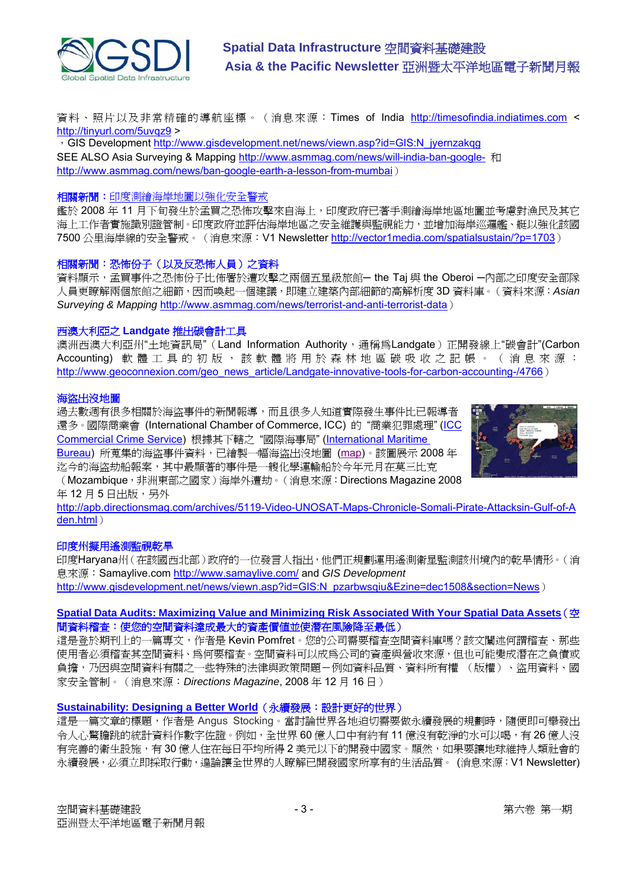資料、照片以及非常精確的導航座標。（消息來源：Times of India http://timesofindia.indiatimes.com < http://tinyurl.com/5uvqz9 >

，GIS Development http://www.gisdevelopment.net/news/viewn.asp?id=GIS:N_jyernzakqg

SEE ALSO Asia Surveying & Mapping http://www.asmmag.com/news/will-india-ban-google- 和 http://www.asmmag.com/news/ban-google-earth-a-lesson-from-mumbai）

**相關新聞：印度測繪海岸地圖以強化安全警戒**

鑑於 2008 年 11 月下旬發生於孟買之恐怖攻擊來自海上，印度政府已著手測繪海岸地區地圖並考慮對漁民及其它海上工作者實施識別證管制。印度政府並評估海岸地區之安全維護與監視能力，並增加海岸巡邏艦、艇以強化該國 7500 公里海岸線的安全警戒。（消息來源：V1 Newsletter http://vector1media.com/spatialsustain/?p=1703）

**相關新聞：恐怖份子（以及反恐怖人員）之資料**

資料顯示，孟買事件之恐怖份子比佈署於遭攻擊之兩個五星級旅館─ the Taj 與 the Oberoi ─內部之印度安全部隊人員更瞭解兩個旅館之細節，因而喚起一個建議，即建立建築內部細節的高解析度 3D 資料庫。（資料來源：*Asian Surveying & Mapping* http://www.asmmag.com/news/terrorist-and-anti-terrorist-data）

**西澳大利亞之 Landgate 推出碳會計工具**

澳洲西澳大利亞州"土地資訊局"（Land Information Authority，通稱為Landgate）正開發線上"碳會計"(Carbon Accounting) 軟體工具的初版，該軟體將用於森林地區碳吸收之記帳。（消息來源：http://www.geoconnexion.com/geo_news_article/Landgate-innovative-tools-for-carbon-accounting-/4766）

**海盜出沒地圖**

過去數週有很多相關於海盜事件的新聞報導，而且很多人知道實際發生事件比已報導者還多。國際商業會 (International Chamber of Commerce, ICC) 的 "商業犯罪處理" (ICC Commercial Crime Service) 根據其下轄之 "國際海事局" (International Maritime Bureau) 所蒐集的海盜事件資料，已繪製一幅海盜出沒地圖 (map)。該圖展示 2008 年迄今的海盜劫船報案，其中最顯著的事件是一艘化學運輸船於今年元月在莫三比克（Mozambique，非洲東部之國家）海岸外遭劫。（消息來源：Directions Magazine 2008 年 12 月 5 日出版，另外 http://apb.directionsmag.com/archives/5119-Video-UNOSAT-Maps-Chronicle-Somali-Pirate-Attacksin-Gulf-of-Aden.html）

**印度州擬用遙測監視乾旱**

印度Haryana州（在該國西北部）政府的一位發言人指出，他們正規劃運用遙測衛星監測該州境內的乾旱情形。（消息來源：Samaylive.com http://www.samaylive.com/ and *GIS Development* http://www.gisdevelopment.net/news/viewn.asp?id=GIS:N_pzarbwsqiu&Ezine=dec1508&section=News）

**Spatial Data Audits: Maximizing Value and Minimizing Risk Associated With Your Spatial Data Assets（空間資料稽查：使您的空間資料達成最大的資產價值並使潛在風險降至最低）**

這是登於期刊上的一篇專文，作者是 Kevin Pomfret。您的公司需要稽查空間資料庫嗎？該文闡述何謂稽查、那些使用者必須稽查其空間資料、為何要稽查。空間資料可以成為公司的資產與營收來源，但也可能變成潛在之負債或負擔，乃因與空間資料有關之一些特殊的法律與政策問題－例如資料品質、資料所有權 （版權）、盜用資料、國家安全管制。（消息來源：*Directions Magazine*, 2008 年 12 月 16 日）

**Sustainability: Designing a Better World（永續發展：設計更好的世界）**

這是一篇文章的標題，作者是 Angus Stocking。當討論世界各地迫切需要做永續發展的規劃時，隨便即可舉發出令人心驚膽跳的統計資料作數字佐證。例如，全世界 60 億人口中有約有 11 億沒有乾淨的水可以喝，有 26 億人沒有完善的衛生設施，有 30 億人住在每日平均所得 2 美元以下的開發中國家。顯然，如果要讓地球維持人類社會的永續發展，必須立即採取行動，遑論讓全世界的人瞭解已開發國家所享有的生活品質。 (消息來源：V1 Newsletter)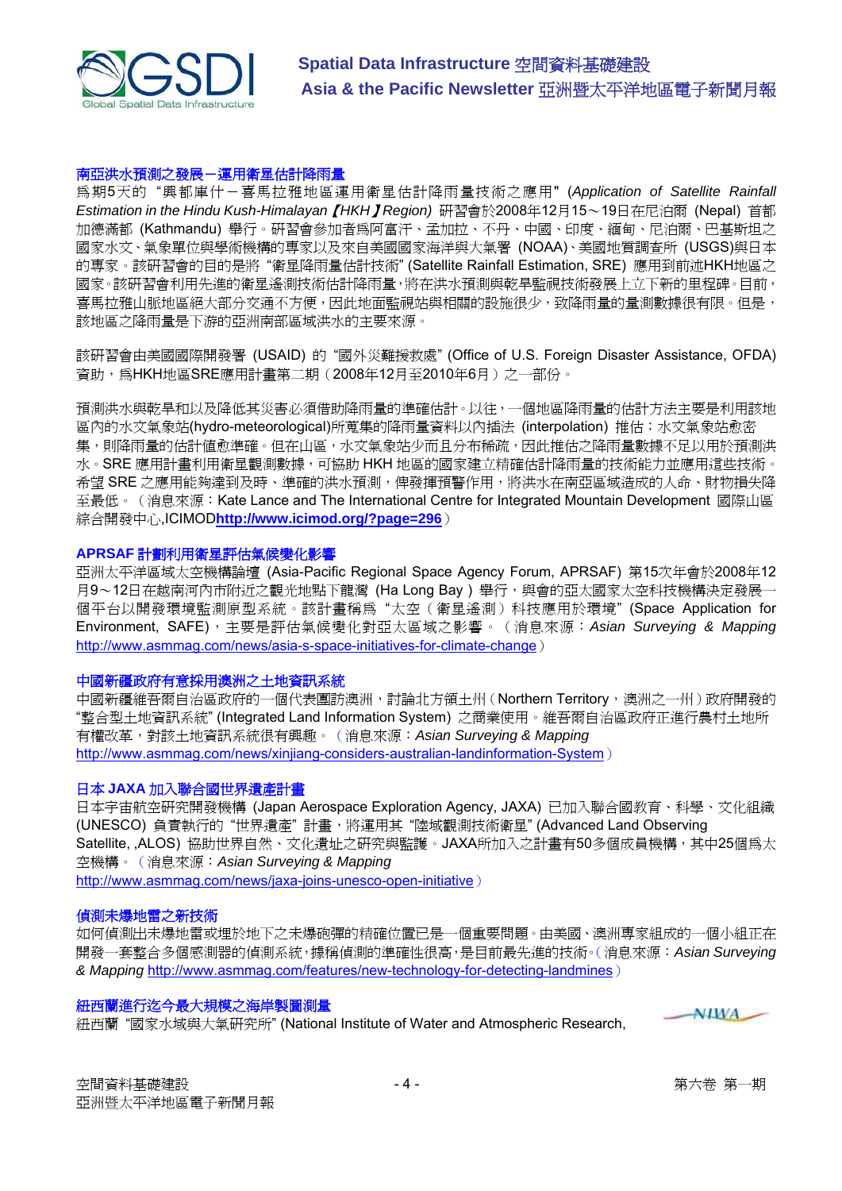## 南亞洪水預測之發展－運用衛星估計降雨量

為期5天的"興都庫什－喜馬拉雅地區運用衛星估計降雨量技術之應用"(*Application of Satellite Rainfall Estimation in the Hindu Kush-Himalayan【HKH】Region)* 研習會於2008年12月15～19日在尼泊爾 (Nepal) 首都加德滿都 (Kathmandu) 舉行。研習會參加者為阿富汗、孟加拉、不丹、中國、印度、緬甸、尼泊爾、巴基斯坦之國家水文、氣象單位與學術機構的專家以及來自美國國家海洋與大氣署 (NOAA)、美國地質調查所 (USGS)與日本的專家。該研習會的目的是將"衛星降雨量估計技術" (Satellite Rainfall Estimation, SRE) 應用到前述HKH地區之國家。該研習會利用先進的衛星遙測技術估計降雨量，將在洪水預測與乾旱監視技術發展上立下新的里程碑。目前，喜馬拉雅山脈地區絕大部分交通不方便，因此地面監視站與相關的設施很少，致降雨量的量測數據很有限。但是，該地區之降雨量是下游的亞洲南部區域洪水的主要來源。

該研習會由美國國際開發署 (USAID) 的"國外災難援救處" (Office of U.S. Foreign Disaster Assistance, OFDA) 資助，為HKH地區SRE應用計畫第二期（2008年12月至2010年6月）之一部份。

預測洪水與乾旱和以及降低其災害必須借助降雨量的準確估計。以往，一個地區降雨量的估計方法主要是利用該地區內的水文氣象站(hydro-meteorological)所蒐集的降雨量資料以內插法 (interpolation) 推估；水文氣象站愈密集，則降雨量的估計值愈準確。但在山區，水文氣象站少而且分布稀疏，因此推估之降雨量數據不足以用於預測洪水。SRE 應用計畫利用衛星觀測數據，可協助 HKH 地區的國家建立精確估計降雨量的技術能力並應用這些技術。希望 SRE 之應用能夠達到及時、準確的洪水預測，俾發揮預警作用，將洪水在南亞區域造成的人命、財物損失降至最低。（消息來源：Kate Lance and The International Centre for Integrated Mountain Development 國際山區綜合開發中心,ICIMOD**http://www.icimod.org/?page=296**）

## APRSAF 計劃利用衛星評估氣候變化影響

亞洲太平洋區域太空機構論壇 (Asia-Pacific Regional Space Agency Forum, APRSAF) 第15次年會於2008年12月9～12日在越南河內市附近之觀光地點下龍灣 (Ha Long Bay) 舉行，與會的亞太國家太空科技機構決定發展一個平台以開發環境監測原型系統。該計畫稱為"太空（衛星遙測）科技應用於環境" (Space Application for Environment, SAFE)，主要是評估氣候變化對亞太區域之影響。（消息來源：*Asian Surveying & Mapping* http://www.asmmag.com/news/asia-s-space-initiatives-for-climate-change）

## 中國新疆政府有意採用澳洲之土地資訊系統

中國新疆維吾爾自治區政府的一個代表團訪澳洲，討論北方領土州（Northern Territory，澳洲之一州）政府開發的"整合型土地資訊系統" (Integrated Land Information System) 之商業使用。維吾爾自治區政府正進行農村土地所有權改革，對該土地資訊系統很有興趣。（消息來源：*Asian Surveying & Mapping* http://www.asmmag.com/news/xinjiang-considers-australian-landinformation-System）

## 日本 JAXA 加入聯合國世界遺產計畫

日本宇宙航空研究開發機構 (Japan Aerospace Exploration Agency, JAXA) 已加入聯合國教育、科學、文化組織 (UNESCO) 負責執行的"世界遺產"計畫，將運用其"陸域觀測技術衛星" (Advanced Land Observing Satellite, ,ALOS) 協助世界自然、文化遺址之研究與監護。JAXA所加入之計畫有50多個成員機構，其中25個為太空機構。（消息來源：*Asian Surveying & Mapping* http://www.asmmag.com/news/jaxa-joins-unesco-open-initiative）

## 偵測未爆地雷之新技術

如何偵測出未爆地雷或埋於地下之未爆砲彈的精確位置已是一個重要問題。由美國、澳洲專家組成的一個小組正在開發一套整合多個感測器的偵測系統，據稱偵測的準確性很高，是目前最先進的技術。（消息來源：*Asian Surveying & Mapping* http://www.asmmag.com/features/new-technology-for-detecting-landmines）

## 紐西蘭進行迄今最大規模之海岸製圖測量

紐西蘭"國家水域與大氣研究所" (National Institute of Water and Atmospheric Research,

NIWA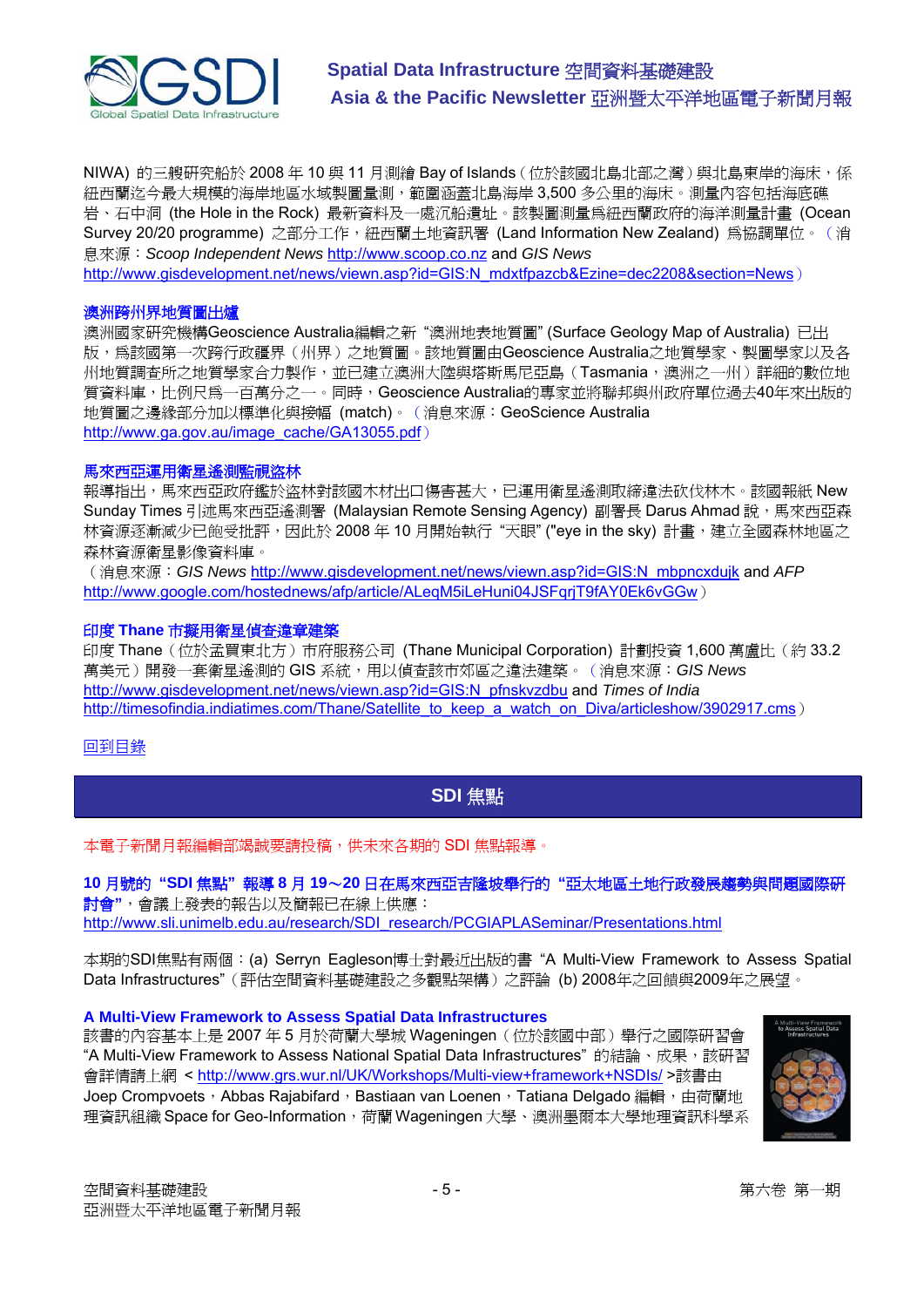NIWA) 的三艘研究船於 2008 年 10 與 11 月測繪 Bay of Islands（位於該國北島北部之灣）與北島東岸的海床，係紐西蘭迄今最大規模的海岸地區水域製圖量測，範圍涵蓋北島海岸 3,500 多公里的海床。測量內容包括海底礁岩、石中洞 (the Hole in the Rock) 最新資料及一處沉船遺址。該製圖測量爲紐西蘭政府的海洋測量計畫 (Ocean Survey 20/20 programme) 之部分工作，紐西蘭土地資訊署 (Land Information New Zealand) 爲協調單位。（消息來源：*Scoop Independent News* http://www.scoop.co.nz and *GIS News* http://www.gisdevelopment.net/news/viewn.asp?id=GIS:N_mdxtfpazcb&Ezine=dec2208&section=News）

### 澳洲跨州界地質圖出爐

澳洲國家研究機構Geoscience Australia編輯之新 "澳洲地表地質圖" (Surface Geology Map of Australia) 已出版，爲該國第一次跨行政疆界（州界）之地質圖。該地質圖由Geoscience Australia之地質學家、製圖學家以及各州地質調查所之地質學家合力製作，並已建立澳洲大陸與塔斯馬尼亞島（Tasmania，澳洲之一州）詳細的數位地質資料庫，比例尺爲一百萬分之一。同時，Geoscience Australia的專家並將聯邦與州政府單位過去40年來出版的地質圖之邊緣部分加以標準化與接幅 (match)。（消息來源：GeoScience Australia http://www.ga.gov.au/image_cache/GA13055.pdf）

### 馬來西亞運用衛星遙測監視盜林

報導指出，馬來西亞政府鑑於盜林對該國木材出口傷害甚大，已運用衛星遙測取締違法砍伐林木。該國報紙 New Sunday Times 引述馬來西亞遙測署 (Malaysian Remote Sensing Agency) 副署長 Darus Ahmad 說，馬來西亞森林資源逐漸減少已飽受批評，因此於 2008 年 10 月開始執行 "天眼" ("eye in the sky") 計畫，建立全國森林地區之森林資源衛星影像資料庫。

（消息來源：*GIS News* http://www.gisdevelopment.net/news/viewn.asp?id=GIS:N_mbpncxdujk and *AFP* http://www.google.com/hostednews/afp/article/ALeqM5iLeHuni04JSFqrjT9fAY0Ek6vGGw）

### 印度 Thane 市擬用衛星偵查違章建築

印度 Thane（位於孟買東北方）市府服務公司 (Thane Municipal Corporation) 計劃投資 1,600 萬盧比（約 33.2 萬美元）開發一套衛星遙測的 GIS 系統，用以偵查該市郊區之違法建築。（消息來源：*GIS News* http://www.gisdevelopment.net/news/viewn.asp?id=GIS:N_pfnskvzdbu and *Times of India* http://timesofindia.indiatimes.com/Thane/Satellite_to_keep_a_watch_on_Diva/articleshow/3902917.cms）

回到目錄

## SDI 焦點

本電子新聞月報編輯部竭誠要請投稿，供未來各期的 SDI 焦點報導。

**10 月號的 "SDI 焦點" 報導 8 月 19～20 日在馬來西亞吉隆坡舉行的 "亞太地區土地行政發展趨勢與問題國際研討會"**，會議上發表的報告以及簡報已在線上供應：
http://www.sli.unimelb.edu.au/research/SDI_research/PCGIAPLASeminar/Presentations.html

本期的SDI焦點有兩個：(a) Serryn Eagleson博士對最近出版的書 "A Multi-View Framework to Assess Spatial Data Infrastructures"（評估空間資料基礎建設之多觀點架構）之評論 (b) 2008年之回顧與2009年之展望。

### A Multi-View Framework to Assess Spatial Data Infrastructures

該書的內容基本上是 2007 年 5 月於荷蘭大學城 Wageningen（位於該國中部）舉行之國際研習會 "A Multi-View Framework to Assess National Spatial Data Infrastructures" 的結論、成果，該研習會詳情請上網 < http://www.grs.wur.nl/UK/Workshops/Multi-view+framework+NSDIs/ >該書由 Joep Crompvoets，Abbas Rajabifard，Bastiaan van Loenen，Tatiana Delgado 編輯，由荷蘭地理資訊組織 Space for Geo-Information，荷蘭 Wageningen 大學、澳洲墨爾本大學地理資訊科學系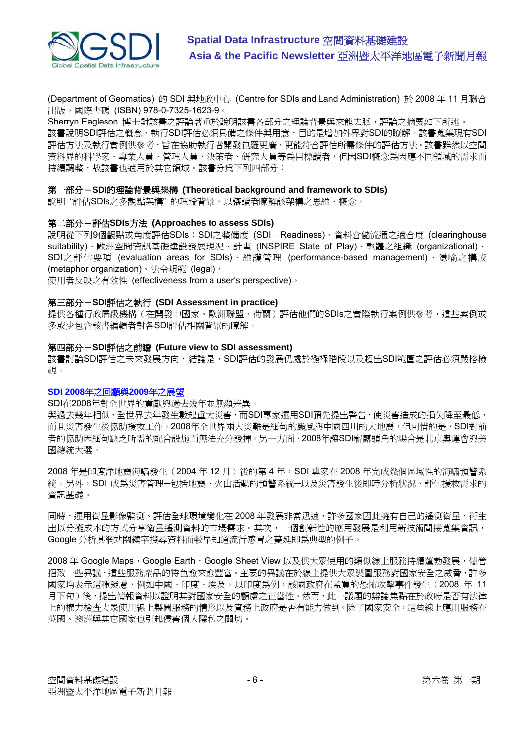(Department of Geomatics) 的 SDI 與地政中心 (Centre for SDIs and Land Administration) 於 2008 年 11 月聯合出版，國際書碼 (ISBN) 978-0-7325-1623-9。

Sherryn Eagleson 博士對該書之評論著重於說明該書各部分之理論背景與來龍去脈，評論之摘要如下所述。

該書說明SDI評估之概念、執行SDI評估必須具備之條件與用意，目的是增加外界對SDI的瞭解。該書蒐集現有SDI評估方法及執行實例供參考，旨在協助執行者開發包羅更廣、更能符合評估所需條件的評估方法。該書雖然以空間資料界的科學家、專業人員、管理人員、決策者、研究人員等為目標讀者，但因SDI概念為因應不同領域的需求而持續調整，故該書也適用於其它領域。該書分為下列四部分：

**第一部分－SDI的理論背景與架構 (Theoretical background and framework to SDIs)**

說明"評估SDIs之多觀點架構"的理論背景，以讓讀者瞭解該架構之思維、概念。

**第二部分－評估SDIs方法 (Approaches to assess SDIs)**

說明從下列9個觀點或角度評估SDIs：SDI之整備度 (SDI－Readiness)、資料倉儲流通之適合度 (clearinghouse suitability)、歐洲空間資訊基礎建設發展現況、計畫 (INSPIRE State of Play)、整體之組織 (organizational)、SDI之評估要項 (evaluation areas for SDIs)、維護管理 (performance-based management)、隱喻之構成 (metaphor organization)、法令規範 (legal)、
使用者反映之有效性 (effectiveness from a user's perspective)。

**第三部分－SDI評估之執行 (SDI Assessment in practice)**

提供各種行政層級機構（在開發中國家、歐洲聯盟、荷蘭）評估他們的SDIs之實際執行案例供參考，這些案例或多或少包含該書編輯者對各SDI評估相關背景的瞭解。

**第四部分－SDI評估之前瞻 (Future view to SDI assessment)**

該書討論SDI評估之未來發展方向，結論是，SDI評估的發展仍處於襁褓階段以及超出SDI範圍之評估必須嚴格檢視。

## SDI 2008年之回顧與2009年之展望

SDI在2008年對全世界的貢獻與過去幾年並無顯差異。

與過去幾年相似，全世界去年發生數起重大災害，而SDI專家運用SDI預先提出警告，使災害造成的損失降至最低，而且災害發生後協助援救工作。2008年全世界兩大災難是緬甸的颱風與中國四川的大地震，但可惜的是，SDI對前者的協助因緬甸缺乏所需的配合設施而無法充分發揮。另一方面，2008年讓SDI嶄露頭角的場合是北京奧運會與美國總統大選。

2008 年是印度洋地震海嘯發生（2004 年 12 月）後的第 4 年，SDI 專家在 2008 年完成幾個區域性的海嘯預警系統。另外，SDI 成為災害管理─包括地震、火山活動的預警系統─以及災害發生後即時分析狀況、評估援救需求的資訊基礎。

同時，運用衛星影像監測、評估全球環境變化在 2008 年發展非常迅速，許多國家因此擁有自己的遙測衛星，衍生出以分攤成本的方式分享衛星遙測資料的市場需求。其次，一個創新性的應用發展是利用新技術間接蒐集資訊，Google 分析其網站關鍵字搜尋資料而較早知道流行感冒之蔓延即為典型的例子。

2008 年 Google Maps，Google Earth，Google Sheet View 以及供大眾使用的類似線上服務持續蓬勃發展，儘管招致一些異議，這些服務產品的特色愈來愈豐富。主要的異議在於線上提供大眾製圖服務對國家安全之威脅，許多國家均表示這種疑慮，例如中國、印度、埃及。以印度為例，該國政府在孟買的恐怖攻擊事件發生（2008 年 11 月下旬）後，提出情報資料以證明其對國家安全的顧慮之正當性。然而，此一議題的辯論焦點在於政府是否有法律上的權力檢查大眾使用線上製圖服務的情形以及實務上政府是否有能力做到。除了國家安全，這些線上應用服務在英國、澳洲與其它國家也引起侵害個人隱私之關切。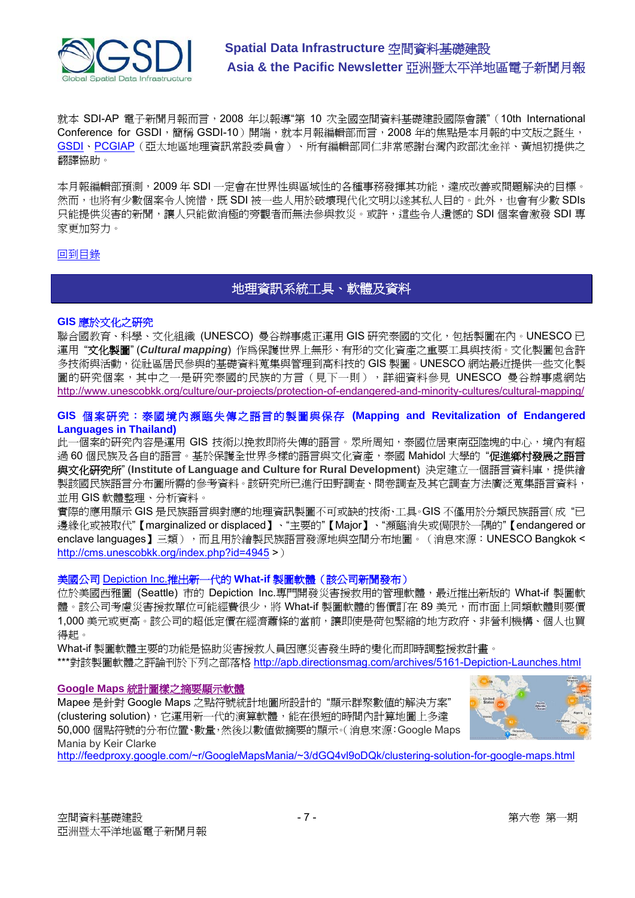就本 SDI-AP 電子新聞月報而言，2008 年以報導"第 10 次全國空間資料基礎建設國際會議"（10th International Conference for GSDI，簡稱 GSDI-10）開端，就本月報編輯部而言，2008 年的焦點是本月報的中文版之誕生，GSDI、PCGIAP（亞太地區地理資訊常設委員會）、所有編輯部同仁非常感謝台灣內政部沈金祥、黃旭初提供之翻譯協助。

本月報編輯部預測，2009 年 SDI 一定會在世界性與區域性的各種事務發揮其功能，達成改善或問題解決的目標。然而，也將有少數個案令人惋惜，既 SDI 被一些人用於破壞現代化文明以遂其私人目的。此外，也會有少數 SDIs 只能提供災害的新聞，讓人只能做消極的旁觀者而無法參與救災。或許，這些令人遺憾的 SDI 個案會激發 SDI 專家更加努力。

回到目錄

## 地理資訊系統工具、軟體及資料

### GIS 應用於文化之研究

聯合國教育、科學、文化組織 (UNESCO) 曼谷辦事處正運用 GIS 研究泰國的文化，包括製圖在內。UNESCO 已運用 **"文化製圖"** (***Cultural mapping***) 作爲保護世界上無形、有形的文化資產之重要工具與技術。文化製圖包含許多技術與活動，從社區居民參與的基礎資料蒐集與管理到高科技的 GIS 製圖。UNESCO 網站最近提供一些文化製圖的研究個案，其中之一是研究泰國的民族的方言（見下一則），詳細資料參見 UNESCO 曼谷辦事處網站 http://www.unescobkk.org/culture/our-projects/protection-of-endangered-and-minority-cultures/cultural-mapping/

### GIS 個案研究：泰國境內瀕臨失傳之語言的製圖與保存 (Mapping and Revitalization of Endangered Languages in Thailand)

此一個案的研究內容是運用 GIS 技術以挽救即將失傳的語言。眾所周知，泰國位居東南亞陸塊的中心，境內有超過 60 個民族及各自的語言。基於保護全世界多樣的語言與文化資產，泰國 Mahidol 大學的 **"促進鄉村發展之語言與文化研究所" (Institute of Language and Culture for Rural Development)** 決定建立一個語言資料庫，提供繪製該國民族語言分布圖所需的參考資料。該研究所已進行田野調查、問卷調查及其它調查方法廣泛蒐集語言資料，並用 GIS 軟體整理、分析資料。

實際的應用顯示 GIS 是民族語言與對應的地理資訊製圖不可或缺的技術、工具。GIS 不僅用於分類民族語言(成 "已邊緣化或被取代"【marginalized or displaced】、"主要的"【Major】、"瀕臨消失或侷限於一隅的"【endangered or enclave languages】三類），而且用於繪製民族語言發源地與空間分布地圖。（消息來源：UNESCO Bangkok < http://cms.unescobkk.org/index.php?id=4945 >）

### 美國公司 Depiction Inc.推出新一代的 What-if 製圖軟體（該公司新聞發布）

位於美國西雅圖 (Seattle) 市的 Depiction Inc.專門開發災害援救用的管理軟體，最近推出新版的 What-if 製圖軟體。該公司考慮災害援救單位可能經費很少，將 What-if 製圖軟體的售價訂在 89 美元，而市面上同類軟體則要價 1,000 美元或更高。該公司的超低定價在經濟蕭條的當前，讓即使是荷包緊縮的地方政府、非營利機構、個人也買得起。

What-if 製圖軟體主要的功能是協助災害援救人員因應災害發生時的變化而即時調整援救計畫。

***對該製圖軟體之評論刊於下列之部落格 http://apb.directionsmag.com/archives/5161-Depiction-Launches.html

### Google Maps 統計圖樣之摘要顯示軟體

Mapee 是針對 Google Maps 之點符號統計地圖所設計的 "顯示群聚數值的解決方案" (clustering solution)，它運用新一代的演算軟體，能在很短的時間內計算地圖上多達 50,000 個點符號的分布位置、數量，然後以數值做摘要的顯示。( 消息來源：Google Maps Mania by Keir Clarke

http://feedproxy.google.com/~r/GoogleMapsMania/~3/dGQ4vl9oDQk/clustering-solution-for-google-maps.html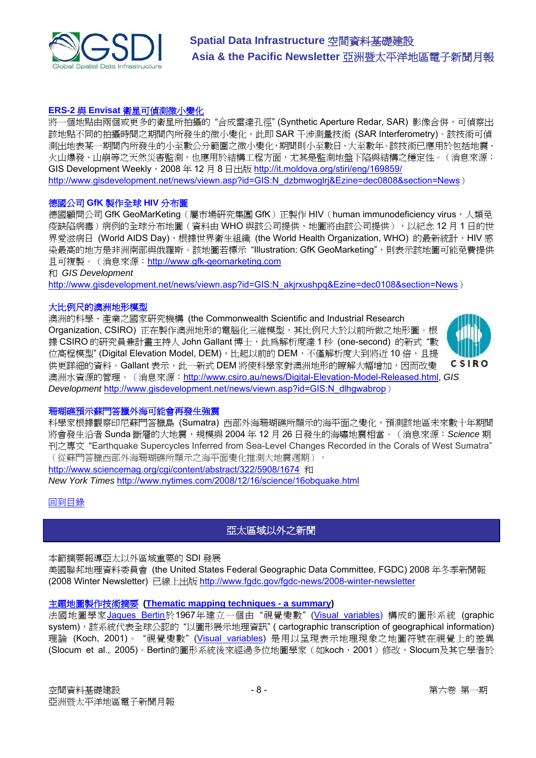### ERS-2 與 Envisat 衛星可偵測微小變化

將一個地點由兩個或更多的衛星所拍攝的 "合成雷達孔徑" (Synthetic Aperture Redar, SAR) 影像合併，可偵察出該地點不同的拍攝時間之期間內所發生的微小變化，此即 SAR 干涉測量技術 (SAR Interferometry)。該技術可偵測出地表某一期間內所發生的小至數公分範圍之微小變化，期間則小至數日、大至數年。該技術已應用於包括地震、火山爆發、山崩等之天然災害監測，也應用於結構工程方面，尤其是監測地盤下陷與結構之穩定性。（消息來源：GIS Development Weekly，2008 年 12 月 8 日出版 http://it.moldova.org/stiri/eng/169859/ http://www.gisdevelopment.net/news/viewn.asp?id=GIS:N_dzbmwoglrj&Ezine=dec0808&section=News）

### 德國公司 GfK 製作全球 HIV 分布圖

德國顧問公司 GfK GeoMarKeting（屬市場研究集團 GfK）正製作 HIV（human immunodeficiency virus，人類免疫缺陷病毒）病例的全球分布地圖（資料由 WHO 與該公司提供，地圖將由該公司提供），以紀念 12 月 1 日的世界愛滋病日 (World AIDS Day)，根據世界衛生組織 (the World Health Organization, WHO) 的最新統計，HIV 感染最高的地方是非洲南部與俄羅斯。該地圖若標示 "Illustration: GfK GeoMarketing"，則表示該地圖可能免費提供且可複製。（消息來源：http://www.gfk-geomarketing.com
和 *GIS Development*
http://www.gisdevelopment.net/news/viewn.asp?id=GIS:N_akjrxushpq&Ezine=dec0108&section=News）

### 大比例尺的澳洲地形模型

澳洲的科學、產業之國家研究機構 (the Commonwealth Scientific and Industrial Research Organization, CSIRO) 正在製作澳洲地形的電腦化三維模型，其比例尺大於以前所做之地形圖。根據 CSIRO 的研究員兼計畫主持人 John Gallant 博士，此為解析度達 1 秒 (one-second) 的新式 "數位高程模型" (Digital Elevation Model, DEM)，比起以前的 DEM，不僅解析度大到將近 10 倍，且提供更詳細的資料。Gallant 表示，此一新式 DEM 將使科學家對澳洲地形的瞭解大幅增加，因而改變澳洲水資源的管理。（消息來源：http://www.csiro.au/news/Digital-Elevation-Model-Released.html, *GIS Development* http://www.gisdevelopment.net/news/viewn.asp?id=GIS:N_dlhgwabrop）

### 珊瑚礁預示蘇門答臘外海可能會再發生強震

科學家根據觀察印尼蘇門答臘島 (Sumatra) 西部外海珊瑚礁所顯示的海平面之變化，預測該地區未來數十年期間將會發生沿著 Sunda 斷層的大地震，規模與 2004 年 12 月 26 日發生的海嘯地震相當。（消息來源：*Science* 期刊之專文 "Earthquake Supercycles Inferred from Sea-Level Changes Recorded in the Corals of West Sumatra"（從蘇門答臘西部外海珊瑚礁所顯示之海平面變化推測大地震週期），
http://www.sciencemag.org/cgi/content/abstract/322/5908/1674 和
*New York Times* http://www.nytimes.com/2008/12/16/science/16obquake.html

回到目錄

## 亞太區域以外之新聞

本節摘要報導亞太以外區域重要的 SDI 發展

美國聯邦地理資料委員會 (the United States Federal Geographic Data Committee, FGDC) 2008 年冬季新聞報 (2008 Winter Newsletter) 已線上出版 http://www.fgdc.gov/fgdc-news/2008-winter-newsletter

### 主題地圖製作技術摘要 **(Thematic mapping techniques - a summary)**

法國地圖學家Jaques Bertin於1967年建立一個由 "視覺變數" (Visual variables) 構成的圖形系統 (graphic system)，該系統代表全球公認的 "以圖形展示地理資訊" ( cartographic transcription of geographical information) 理論 (Koch, 2001)。"視覺變數" (Visual variables) 是用以呈現表示地理現象之地圖符號在視覺上的差異 (Slocum et al., 2005)。Bertin的圖形系統後來經過多位地圖學家（如koch，2001）修改，Slocum及其它學者於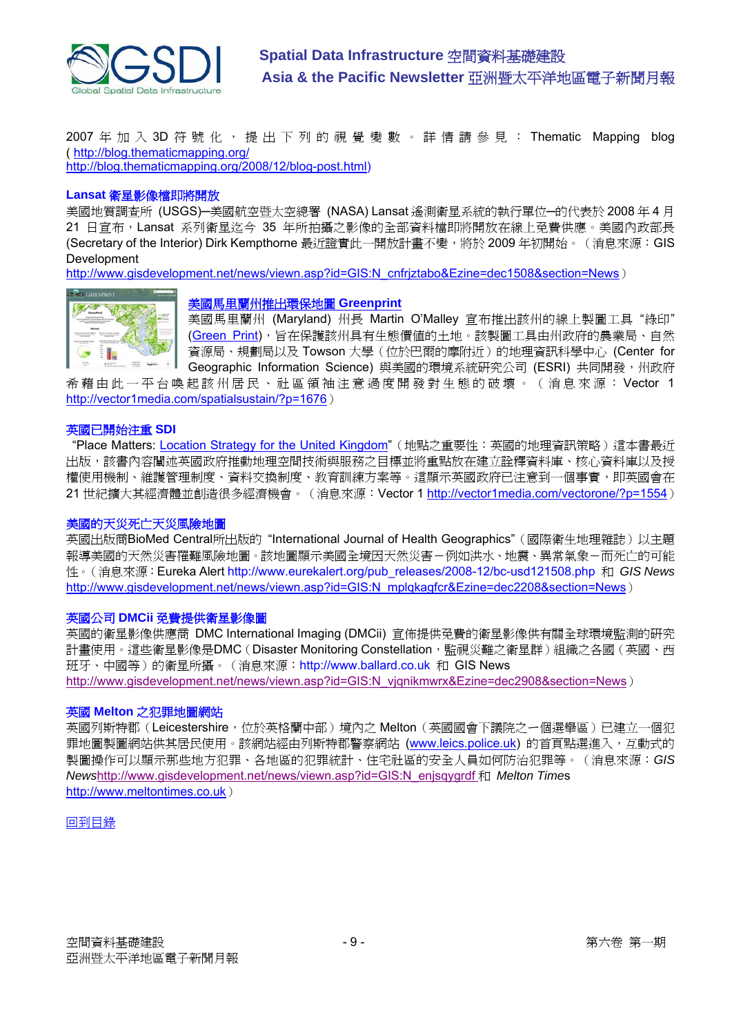2007 年加入 3D 符號化，提出下列的視覺變數。詳情請參見：Thematic Mapping blog (http://blog.thematicmapping.org/ http://blog.thematicmapping.org/2008/12/blog-post.html)

### Lansat 衛星影像檔即將開放

美國地質調查所 (USGS)─美國航空暨太空總署 (NASA) Lansat 遙測衛星系統的執行單位─的代表於 2008 年 4 月 21 日宣布，Lansat 系列衛星迄今 35 年所拍攝之影像的全部資料檔即將開放在線上免費供應。美國內政部長 (Secretary of the Interior) Dirk Kempthorne 最近證實此一開放計畫不變，將於 2009 年初開始。（消息來源：GIS Development http://www.gisdevelopment.net/news/viewn.asp?id=GIS:N_cnfrjztabo&Ezine=dec1508&section=News）

### 美國馬里蘭州推出環保地圖 Greenprint

美國馬里蘭州 (Maryland) 州長 Martin O'Malley 宣布推出該州的線上製圖工具“綠印” (Green Print)，旨在保護該州具有生態價值的土地。該製圖工具由州政府的農業局、自然資源局、規劃局以及 Towson 大學（位於巴爾的摩附近）的地理資訊科學中心 (Center for Geographic Information Science) 與美國的環境系統研究公司 (ESRI) 共同開發，州政府希藉由此一平台喚起該州居民、社區領袖注意過度開發對生態的破壞。（消息來源：Vector 1 http://vector1media.com/spatialsustain/?p=1676）

### 英國已開始注重 SDI

“Place Matters: Location Strategy for the United Kingdom”（地點之重要性：英國的地理資訊策略）這本書最近出版，該書內容闡述英國政府推動地理空間技術與服務之目標並將重點放在建立詮釋資料庫、核心資料庫以及授權使用機制、維護管理制度、資料交換制度、教育訓練方案等。這顯示英國政府已注意到一個事實，即英國會在 21 世紀擴大其經濟體並創造很多經濟機會。（消息來源：Vector 1 http://vector1media.com/vectorone/?p=1554）

### 美國的天災死亡天災風險地圖

英國出版商BioMed Central所出版的 “International Journal of Health Geographics”（國際衛生地理雜誌）以主題報導美國的天然災害罹難風險地圖。該地圖顯示美國全境因天然災害－例如洪水、地震、異常氣象－而死亡的可能性。（消息來源：Eureka Alert http://www.eurekalert.org/pub_releases/2008-12/bc-usd121508.php 和 *GIS News* http://www.gisdevelopment.net/news/viewn.asp?id=GIS:N_mplqkagfcr&Ezine=dec2208&section=News）

### 英國公司 DMCii 免費提供衛星影像圖

英國的衛星影像供應商 DMC International Imaging (DMCii) 宣佈提供免費的衛星影像供有關全球環境監測的研究計畫使用。這些衛星影像是DMC（Disaster Monitoring Constellation，監視災難之衛星群）組織之各國（英國、西班牙、中國等）的衛星所攝。（消息來源：http://www.ballard.co.uk 和 GIS News http://www.gisdevelopment.net/news/viewn.asp?id=GIS:N_vjqnikmwrx&Ezine=dec2908&section=News）

### 英國 Melton 之犯罪地圖網站

英國列斯特郡（Leicestershire，位於英格蘭中部）境內之 Melton（英國國會下議院之一個選舉區）已建立一個犯罪地圖製圖網站供其居民使用。該網站經由列斯特郡警察網站 (www.leics.police.uk) 的首頁點選進入，互動式的製圖操作可以顯示那些地方犯罪、各地區的犯罪統計、住宅社區的安全人員如何防治犯罪等。（消息來源：*GIS News*http://www.gisdevelopment.net/news/viewn.asp?id=GIS:N_enjsqygrdf 和 *Melton Times* http://www.meltontimes.co.uk）

回到目錄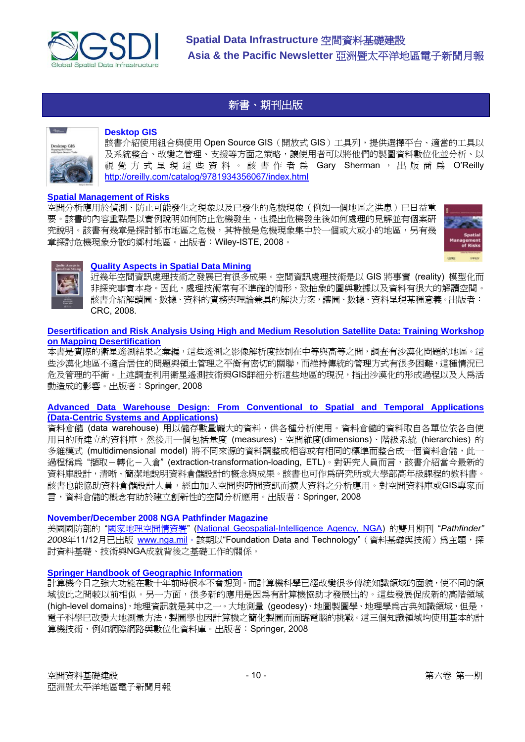## 新書、期刊出版

### Desktop GIS

該書介紹使用組合與使用 Open Source GIS（開放式 GIS）工具列，提供選擇平台、適當的工具以及系統整合、改變之管理、支援等方面之策略，讓使用者可以將他們的製圖資料數位化並分析、以視覺方式呈現這些資料。該書作者為 Gary Sherman，出版商為 O'Reilly http://oreilly.com/catalog/9781934356067/index.html

### Spatial Management of Risks

空間分析應用於偵測、防止可能發生之現象以及已發生的危機現象（例如一個地區之洪患）已日益重要。該書的內容重點是以實例說明如何防止危機發生，也提出危機發生後如何處理的見解並有個案研究說明。該書有幾章是探討都市地區之危機，其特徵是危機現象集中於一個或大或小的地區，另有幾章探討危機現象分散的鄉村地區。出版者：Wiley-ISTE, 2008。

### Quality Aspects in Spatial Data Mining

近幾年空間資訊處理技術之發展已有很多成果。空間資訊處理技術是以 GIS 將事實 (reality) 模型化而非探究事實本身。因此，處理技術常有不準確的情形，致抽象的圖與數據以及資料有很大的解讀空間。該書介紹解讀圖、數據、資料的實務與理論兼具的解決方案，讓圖、數據、資料呈現某種意義。出版者：CRC, 2008.

### Desertification and Risk Analysis Using High and Medium Resolution Satellite Data: Training Workshop on Mapping Desertification

本書是實際的衛星遙測結果之彙編，這些遙測之影像解析度控制在中等與高等之間，調查有沙漠化問題的地區。這些沙漠化地區不適合居住的問題與領土管理之平衡有密切的關聯，而維持傳統的管理方式有很多困難，這種情況已危及管理的平衡。上述調查利用衛星遙測技術與GIS詳細分析這些地區的現況，指出沙漠化的形成過程以及人為活動造成的影響。出版者：Springer, 2008

### Advanced Data Warehouse Design: From Conventional to Spatial and Temporal Applications (Data-Centric Systems and Applications)

資料倉儲 (data warehouse) 用以儲存數量龐大的資料，供各種分析使用。資料倉儲的資料取自各單位依各自使用目的所建立的資料庫，然後用一個包括量度 (measures)、空間維度(dimensions)、階級系統 (hierarchies) 的多維模式 (multidimensional model) 將不同來源的資料調整成相容或有相同的標準而整合成一個資料倉儲，此一過程稱為 "擷取－轉化－入倉" (extraction-transformation-loading, ETL)。對研究人員而言，該書介紹當今最新的資料庫設計，清晰、簡潔地說明資料倉儲設計的概念與成果。該書也可作為研究所或大學部高年級課程的教科書。該書也能協助資料倉儲設計人員，經由加入空間與時間資訊而擴大資料之分析應用。對空間資料庫或GIS專家而言，資料倉儲的概念有助於建立創新性的空間分析應用。出版者：Springer, 2008

### November/December 2008 NGA Pathfinder Magazine

美國國防部的 "國家地理空間情資署" (National Geospatial-Intelligence Agency, NGA) 的雙月期刊 *"Pathfinder" 2008*年11/12月已出版 www.nga.mil。該期以"Foundation Data and Technology"（資料基礎與技術）為主題，採討資料基礎、技術與NGA成就背後之基礎工作的關係。

### Springer Handbook of Geographic Information

計算機今日之強大功能在數十年前根本不會想到。而計算機科學已經改變很多傳統知識領域的面貌，使不同的領域彼此之間較以前相似。另一方面，很多新的應用是因為有計算機協助才發展出的。這些發展促成新的高階領域 (high-level domains)，地理資訊就是其中之一。大地測量 (geodesy)、地圖製圖學、地理學為古典知識領域，但是，電子科學已改變大地測量方法，製圖學也因計算機之簡化製圖而面臨電腦的挑戰。這三個知識領域均使用基本的計算機技術，例如網際網路與數位化資料庫。出版者：Springer, 2008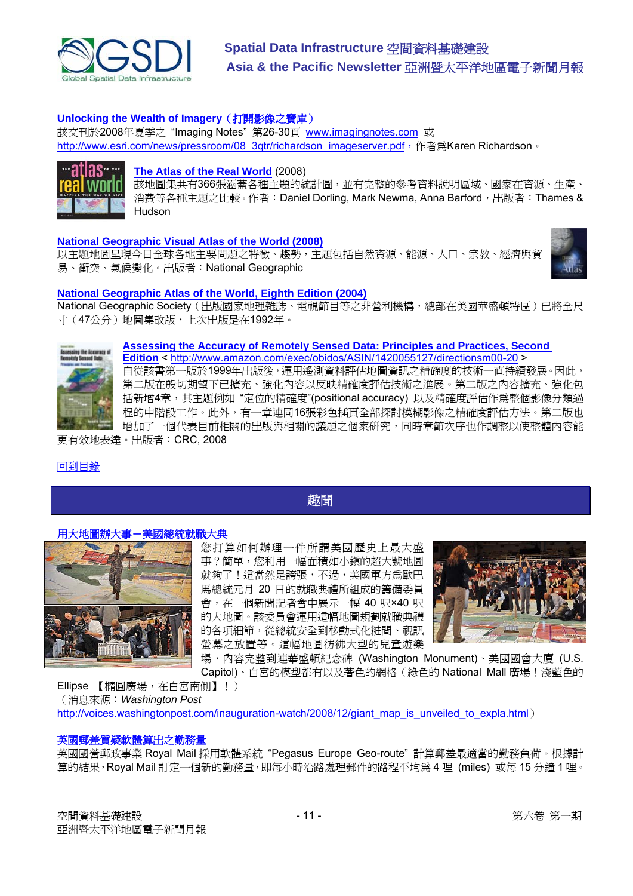**Unlocking the Wealth of Imagery（打開影像之寶庫）**
該文刊於2008年夏季之 "Imaging Notes" 第26-30頁 www.imagingnotes.com 或 http://www.esri.com/news/pressroom/08_3qtr/richardson_imageserver.pdf，作者爲Karen Richardson。

**The Atlas of the Real World** (2008)
該地圖集共有366張涵蓋各種主題的統計圖，並有完整的參考資料說明區域、國家在資源、生產、消費等各種主題之比較。作者：Daniel Dorling, Mark Newma, Anna Barford，出版者：Thames & Hudson

**National Geographic Visual Atlas of the World (2008)**
以主題地圖呈現今日全球各地主要問題之特徵、趨勢，主題包括自然資源、能源、人口、宗教、經濟與貿易、衝突、氣候變化。出版者：National Geographic

**National Geographic Atlas of the World, Eighth Edition (2004)**
National Geographic Society（出版國家地理雜誌、電視節目等之非營利機構，總部在美國華盛頓特區）已將全尺寸（47公分）地圖集改版，上次出版是在1992年。

**Assessing the Accuracy of Remotely Sensed Data: Principles and Practices, Second Edition** < http://www.amazon.com/exec/obidos/ASIN/1420055127/directionsm00-20 >
自從該書第一版於1999年出版後，運用遙測資料評估地圖資訊之精確度的技術一直持續發展。因此，第二版在殷切期望下已擴充、強化內容以反映精確度評估技術之進展。第二版之內容擴充、強化包括新增4章，其主題例如 "定位的精確度"(positional accuracy) 以及精確度評估作爲整個影像分類過程的中階段工作。此外，有一章連同16張彩色插頁全部探討模糊影像之精確度評估方法。第二版也增加了一個代表目前相關的出版與相關的議題之個案研究，同時章節次序也作調整以使整體內容能更有效地表達。出版者：CRC, 2008

回到目錄

## 趣聞

**用大地圖辦大事－美國總統就職大典**

您打算如何辦理一件所謂美國歷史上最大盛事？簡單，您利用一幅面積如小鎮的超大號地圖就夠了！這當然是誇張，不過，美國軍方爲歐巴馬總統元月 20 日的就職典禮所組成的籌備委員會，在一個新聞記者會中展示一幅 40 呎×40 呎的大地圖。該委員會運用這幅地圖規劃就職典禮的各項細節，從總統安全到移動式化粧間、視訊螢幕之放置等。這幅地圖彷彿大型的兒童遊樂場，內容完整到連華盛頓紀念碑 (Washington Monument)、美國國會大廈 (U.S. Capitol)、白宮的模型都有以及著色的網格（綠色的 National Mall 廣場！淺藍色的 Ellipse 【橢圓廣場，在白宮南側】！）
（消息來源：*Washington Post*
http://voices.washingtonpost.com/inauguration-watch/2008/12/giant_map_is_unveiled_to_expla.html）

**英國郵差質疑軟體算出之勤務量**

英國國營郵政事業 Royal Mail 採用軟體系統 "Pegasus Europe Geo-route" 計算郵差最適當的勤務負荷。根據計算的結果，Royal Mail 訂定一個新的勤務量，即每小時沿路處理郵件的路程平均爲 4 哩 (miles) 或每 15 分鐘 1 哩。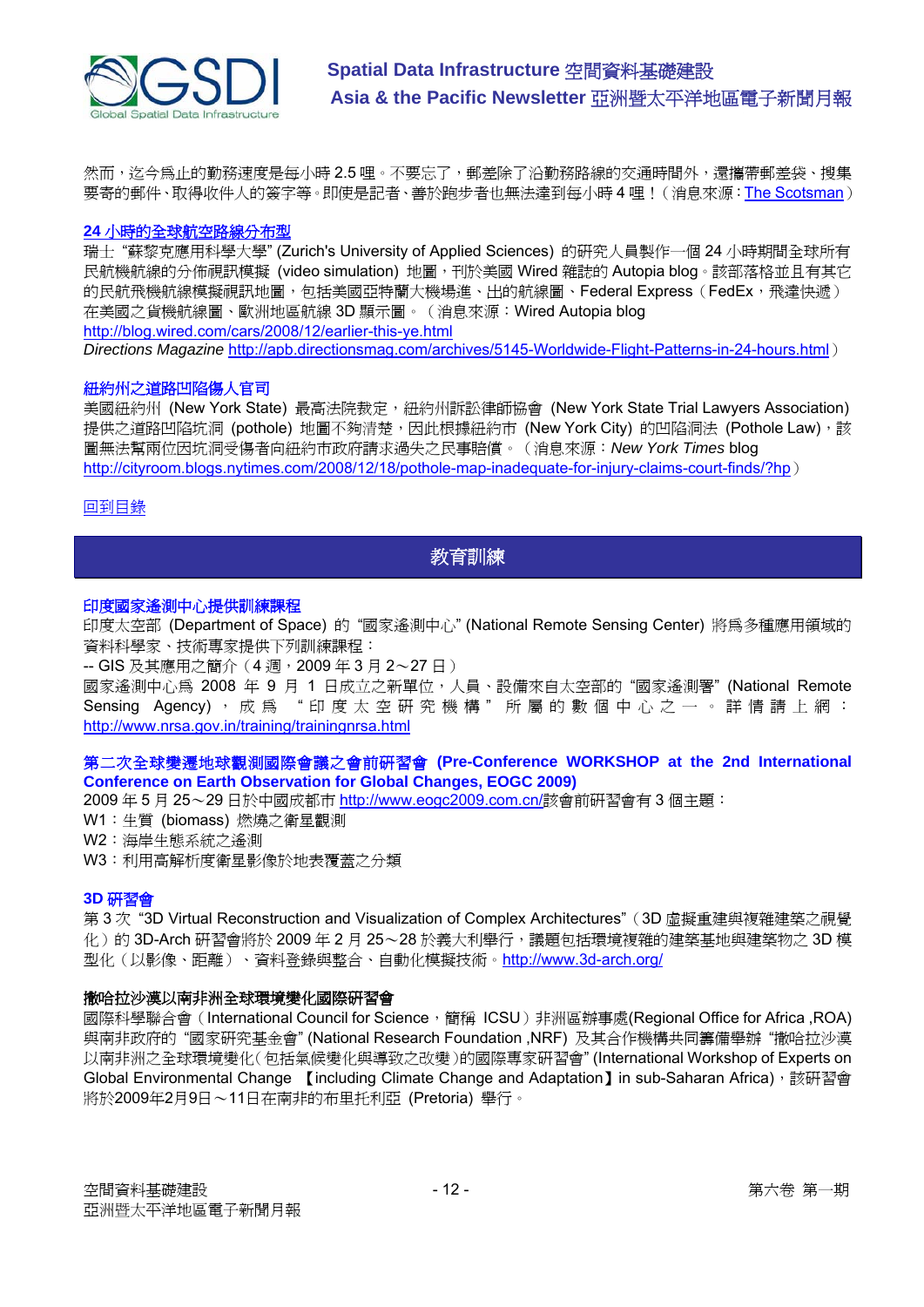然而，迄今為止的勤務速度是每小時 2.5 哩。不要忘了，郵差除了沿勤務路線的交通時間外，還攜帶郵差袋、搜集要寄的郵件、取得收件人的簽字等。即使是記者、善於跑步者也無法達到每小時 4 哩！（消息來源：The Scotsman）

### 24 小時的全球航空路線分布型

瑞士 "蘇黎克應用科學大學" (Zurich's University of Applied Sciences) 的研究人員製作一個 24 小時期間全球所有民航機航線的分佈視訊模擬 (video simulation) 地圖，刊於美國 Wired 雜誌的 Autopia blog。該部落格並且有其它的民航飛機航線模擬視訊地圖，包括美國亞特蘭大機場進、出的航線圖、Federal Express（FedEx，飛達快遞）在美國之貨機航線圖、歐洲地區航線 3D 顯示圖。（消息來源：Wired Autopia blog
http://blog.wired.com/cars/2008/12/earlier-this-ye.html
*Directions Magazine* http://apb.directionsmag.com/archives/5145-Worldwide-Flight-Patterns-in-24-hours.html）

### 紐約州之道路凹陷傷人官司

美國紐約州 (New York State) 最高法院裁定，紐約州訴訟律師協會 (New York State Trial Lawyers Association) 提供之道路凹陷坑洞 (pothole) 地圖不夠清楚，因此根據紐約市 (New York City) 的凹陷洞法 (Pothole Law)，該圖無法幫兩位因坑洞受傷者向紐約市政府請求過失之民事賠償。（消息來源：*New York Times* blog
http://cityroom.blogs.nytimes.com/2008/12/18/pothole-map-inadequate-for-injury-claims-court-finds/?hp）

回到目錄

## 教育訓練

### 印度國家遙測中心提供訓練課程

印度太空部 (Department of Space) 的 "國家遙測中心" (National Remote Sensing Center) 將為多種應用領域的資料科學家、技術專家提供下列訓練課程：
-- GIS 及其應用之簡介（4 週，2009 年 3 月 2～27 日）
國家遙測中心為 2008 年 9 月 1 日成立之新單位，人員、設備來自太空部的 "國家遙測署" (National Remote Sensing Agency)，成為 "印度太空研究機構" 所屬的數個中心之一。詳情請上網：http://www.nrsa.gov.in/training/trainingnrsa.html

### 第二次全球變遷地球觀測國際會議之會前研習會 (Pre-Conference WORKSHOP at the 2nd International Conference on Earth Observation for Global Changes, EOGC 2009)

2009 年 5 月 25～29 日於中國成都市 http://www.eogc2009.com.cn/該會前研習會有 3 個主題：
W1：生質 (biomass) 燃燒之衛星觀測
W2：海岸生態系統之遙測
W3：利用高解析度衛星影像於地表覆蓋之分類

### 3D 研習會

第 3 次 "3D Virtual Reconstruction and Visualization of Complex Architectures"（3D 虛擬重建與複雜建築之視覺化）的 3D-Arch 研習會將於 2009 年 2 月 25～28 於義大利舉行，議題包括環境複雜的建築基地與建築物之 3D 模型化（以影像、距離）、資料登錄與整合、自動化模擬技術。http://www.3d-arch.org/

### 撒哈拉沙漠以南非洲全球環境變化國際研習會

國際科學聯合會（International Council for Science，簡稱 ICSU）非洲區辦事處(Regional Office for Africa ,ROA)與南非政府的 "國家研究基金會" (National Research Foundation ,NRF) 及其合作機構共同籌備舉辦 "撒哈拉沙漠以南非洲之全球環境變化(包括氣候變化與導致之改變)的國際專家研習會" (International Workshop of Experts on Global Environmental Change 【including Climate Change and Adaptation】in sub-Saharan Africa)，該研習會將於2009年2月9日～11日在南非的布里托利亞 (Pretoria) 舉行。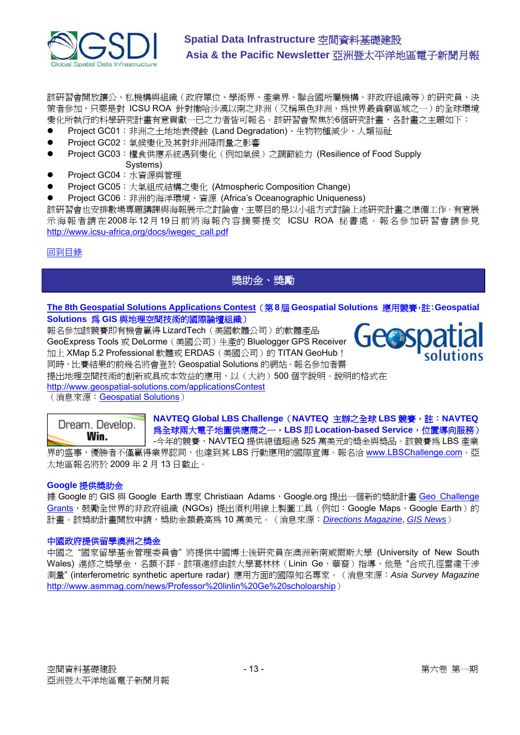該研習會開放讓公、私機構與組織（政府單位、學術界、產業界、聯合國所屬機構、非政府組織等）的研究員、決策者參加，只要是對 ICSU ROA 針對撒哈沙漠以南之非洲（又稱黑色非洲，為世界最貧窮區域之一）的全球環境變化所執行的科學研究計畫有意貢獻一已之力者皆可報名。該研習會聚焦於6個研究計畫，各計畫之主題如下：

- Project GC01：非洲之土地地表侵蝕 (Land Degradation)、生物物種減少、人類福祉
- Project GC02：氣候變化及其對非洲降雨量之影響
- Project GC03：糧食供應系統遇到變化（例如氣候）之調節能力 (Resilience of Food Supply Systems)
- Project GC04：水資源與管理
- Project GC05：大氣組成結構之變化 (Atmospheric Composition Change)
- Project GC06：非洲的海洋環境、資源 (Africa's Oceanographic Uniqueness)

該研習會也安排數場專題講課與海報展示之討論會，主要目的是以小組方式討論上述研究計畫之準備工作。有意展示海報者請在2008年12月19日前將海報內容摘要提交 ICSU ROA 秘書處。報名參加研習會請參見 http://www.icsu-africa.org/docs/iwegec_call.pdf

回到目錄

## 獎助金、獎勵

**The 8th Geospatial Solutions Applications Contest（第8屆 Geospatial Solutions 應用競賽，註：Geospatial Solutions 為 GIS 與地理空間技術的國際論壇組織）**

報名參加該競賽即有機會贏得 LizardTech（美國軟體公司）的軟體產品 GeoExpress Tools 或 DeLorme（美國公司）生產的 Bluelogger GPS Receiver 加上 XMap 5.2 Professional 軟體或 ERDAS（美國公司）的 TITAN GeoHub！同時，比賽結果的前幾名將會登於 Geospatial Solutions 的網站。報名參加者需提出地理空間技術的創新或具成本效益的應用，以（大約）500 個字說明。說明的格式在 http://www.geospatial-solutions.com/applicationsContest

（消息來源：Geospatial Solutions）

**NAVTEQ Global LBS Challenge（NAVTEQ 主辦之全球 LBS 競賽，註：NAVTEQ 為全球兩大電子地圖供應商之一，LBS 即 Location-based Service，位置導向服務）**

-今年的競賽，NAVTEQ 提供總值超過 525 萬美元的獎金與獎品。該競賽為 LBS 產業界的盛事，優勝者不僅贏得業界認同，也達到其 LBS 行動應用的國際宣傳。報名洽 www.LBSChallenge.com。亞太地區報名將於 2009 年 2 月 13 日截止。

**Google 提供獎助金**

據 Google 的 GIS 與 Google Earth 專家 Christiaan Adams，Google.org 提出一個新的獎助計畫 Geo Challenge Grants，鼓勵全世界的非政府組織 (NGOs) 提出須利用線上製圖工具（例如：Google Maps、Google Earth）的計畫。該獎助計畫開放申請，獎助金額最高為 10 萬美元。（消息來源：*Directions Magazine*, *GIS News*）

**中國政府提供留學澳洲之獎金**

中國之 "國家留學基金管理委員會" 將提供中國博士後研究員在澳洲新南威爾斯大學 (University of New South Wales) 進修之獎學金，名額不詳。該項進修由該大學葛林林（Linin Ge，華裔）指導，他是 "合成孔徑雷達干涉測量" (interferometric synthetic aperture radar) 應用方面的國際知名專家。（消息來源：*Asia Survey Magazine* http://www.asmmag.com/news/Professor%20linlin%20Ge%20scholoarship）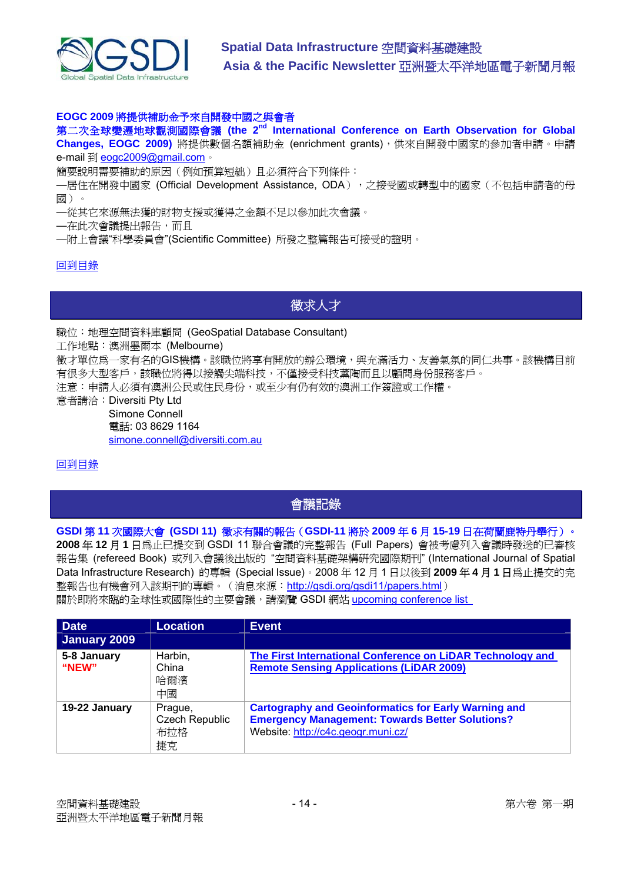**EOGC 2009 將提供補助金予來自開發中國之與會者**

**第二次全球變遷地球觀測國際會議 (the 2nd International Conference on Earth Observation for Global Changes, EOGC 2009)** 將提供數個名額補助金 (enrichment grants)，供來自開發中國家的參加者申請。申請 e-mail 到 eogc2009@gmail.com。

簡要說明需要補助的原因（例如預算短絀）且必須符合下列條件：

—居住在開發中國家 (Official Development Assistance, ODA），之接受國或轉型中的國家（不包括申請者的母國）。

—從其它來源無法獲的財物支援或獲得之金額不足以參加此次會議。

—在此次會議提出報告，而且

—附上會議"科學委員會"(Scientific Committee) 所發之整篇報告可接受的證明。

回到目錄

## 徵求人才

職位：地理空間資料庫顧問 (GeoSpatial Database Consultant)

工作地點：澳洲墨爾本 (Melbourne)

徵才單位為一家有名的GIS機構。該職位將享有開放的辦公環境，與充滿活力、友善氣氛的同仁共事。該機構目前有很多大型客戶，該職位將得以接觸尖端科技，不僅接受科技薰陶而且以顧問身份服務客戶。

注意：申請人必須有澳洲公民或住民身份，或至少有仍有效的澳洲工作簽證或工作權。

意者請洽：Diversiti Pty Ltd
Simone Connell
電話: 03 8629 1164
simone.connell@diversiti.com.au

回到目錄

## 會議記錄

**GSDI 第 11 次國際大會 (GSDI 11) 徵求有關的報告（GSDI-11 將於 2009 年 6 月 15-19 日在荷蘭鹿特丹舉行）。**

**2008 年 12 月 1 日**為止已提交到 GSDI 11 聯合會議的完整報告 (Full Papers) 會被考慮列入會議時發送的已審核報告集 (refereed Book) 或列入會議後出版的 "空間資料基礎架構研究國際期刊" (International Journal of Spatial Data Infrastructure Research) 的專輯 (Special Issue)。2008 年 12 月 1 日以後到 **2009 年 4 月 1 日**為止提交的完整報告也有機會列入該期刊的專輯。（消息來源：http://gsdi.org/gsdi11/papers.html）

關於即將來臨的全球性或國際性的主要會議，請瀏覽 GSDI 網站 upcoming conference list

| Date | Location | Event |
|---|---|---|
| **January 2009** | | |
| **5-8 January** **"NEW"** | Harbin, China 哈爾濱 中國 | **The First International Conference on LiDAR Technology and Remote Sensing Applications (LiDAR 2009)** |
| **19-22 January** | Prague, Czech Republic 布拉格 捷克 | **Cartography and Geoinformatics for Early Warning and Emergency Management: Towards Better Solutions?** Website: http://c4c.geogr.muni.cz/ |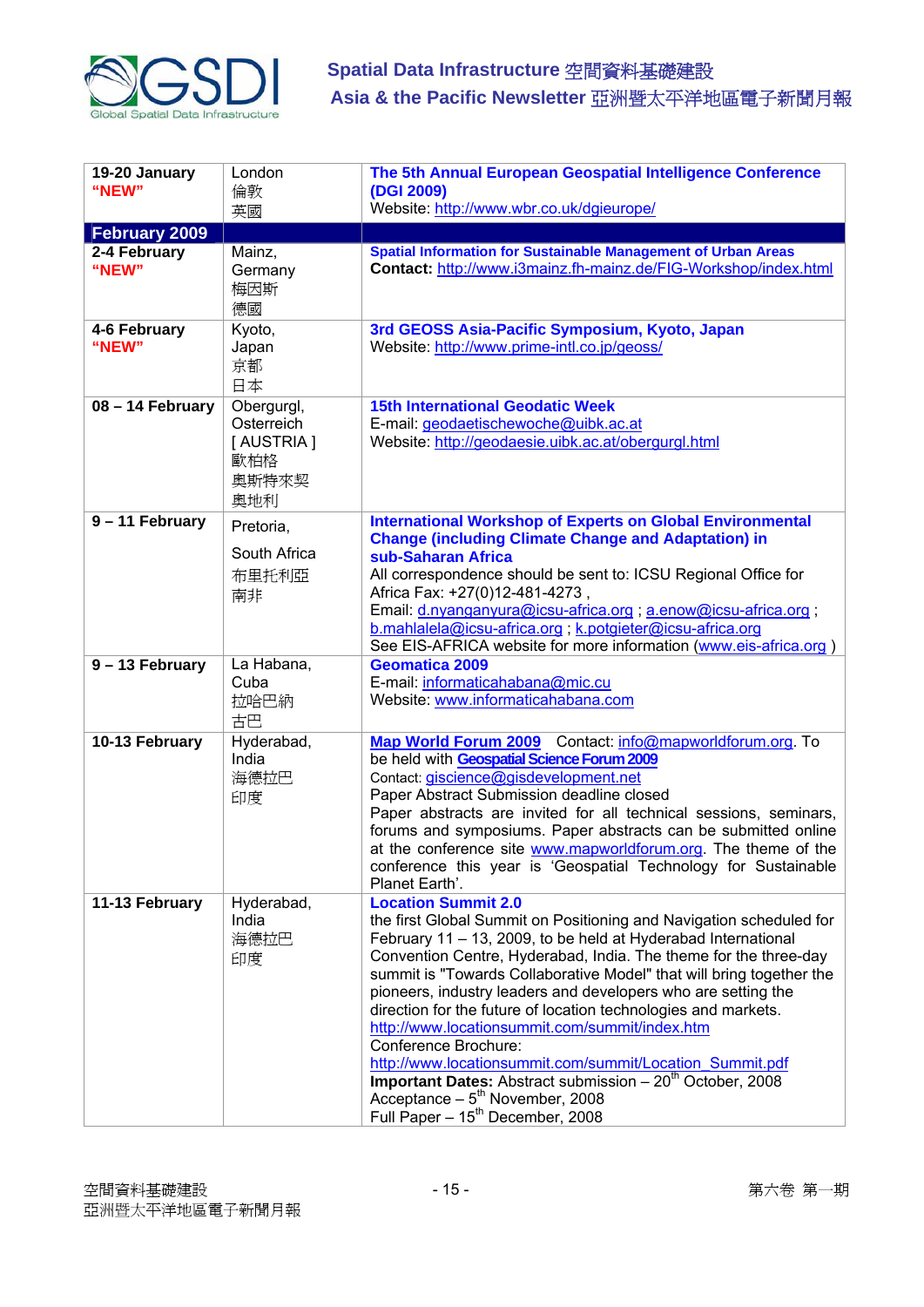| | | |
|---|---|---|
| **19-20 January** **"NEW"** | London 倫敦 英國 | **The 5th Annual European Geospatial Intelligence Conference (DGI 2009)** Website: http://www.wbr.co.uk/dgieurope/ |
| **February 2009** | | |
| **2-4 February** **"NEW"** | Mainz, Germany 梅因斯 德國 | **Spatial Information for Sustainable Management of Urban Areas** **Contact:** http://www.i3mainz.fh-mainz.de/FIG-Workshop/index.html |
| **4-6 February** **"NEW"** | Kyoto, Japan 京都 日本 | **3rd GEOSS Asia-Pacific Symposium, Kyoto, Japan** Website: http://www.prime-intl.co.jp/geoss/ |
| **08 – 14 February** | Obergurgl, Osterreich [ AUSTRIA ] 歐柏格 奧斯特來契 奧地利 | **15th International Geodatic Week** E-mail: geodaetischewoche@uibk.ac.at Website: http://geodaesie.uibk.ac.at/obergurgl.html |
| **9 – 11 February** | Pretoria, South Africa 布里托利亞 南非 | **International Workshop of Experts on Global Environmental Change (including Climate Change and Adaptation) in sub-Saharan Africa** All correspondence should be sent to: ICSU Regional Office for Africa Fax: +27(0)12-481-4273 , Email: d.nyanganyura@icsu-africa.org ; a.enow@icsu-africa.org ; b.mahlalela@icsu-africa.org ; k.potgieter@icsu-africa.org See EIS-AFRICA website for more information (www.eis-africa.org ) |
| **9 – 13 February** | La Habana, Cuba 拉哈巴納 古巴 | **Geomatica 2009** E-mail: informaticahabana@mic.cu Website: www.informaticahabana.com |
| **10-13 February** | Hyderabad, India 海德拉巴 印度 | **Map World Forum 2009** Contact: info@mapworldforum.org. To be held with **Geospatial Science Forum 2009** Contact: giscience@gisdevelopment.net Paper Abstract Submission deadline closed Paper abstracts are invited for all technical sessions, seminars, forums and symposiums. Paper abstracts can be submitted online at the conference site www.mapworldforum.org. The theme of the conference this year is 'Geospatial Technology for Sustainable Planet Earth'. |
| **11-13 February** | Hyderabad, India 海德拉巴 印度 | **Location Summit 2.0** the first Global Summit on Positioning and Navigation scheduled for February 11 – 13, 2009, to be held at Hyderabad International Convention Centre, Hyderabad, India. The theme for the three-day summit is "Towards Collaborative Model" that will bring together the pioneers, industry leaders and developers who are setting the direction for the future of location technologies and markets. http://www.locationsummit.com/summit/index.htm Conference Brochure: http://www.locationsummit.com/summit/Location_Summit.pdf **Important Dates:** Abstract submission – 20th October, 2008 Acceptance – 5th November, 2008 Full Paper – 15th December, 2008 |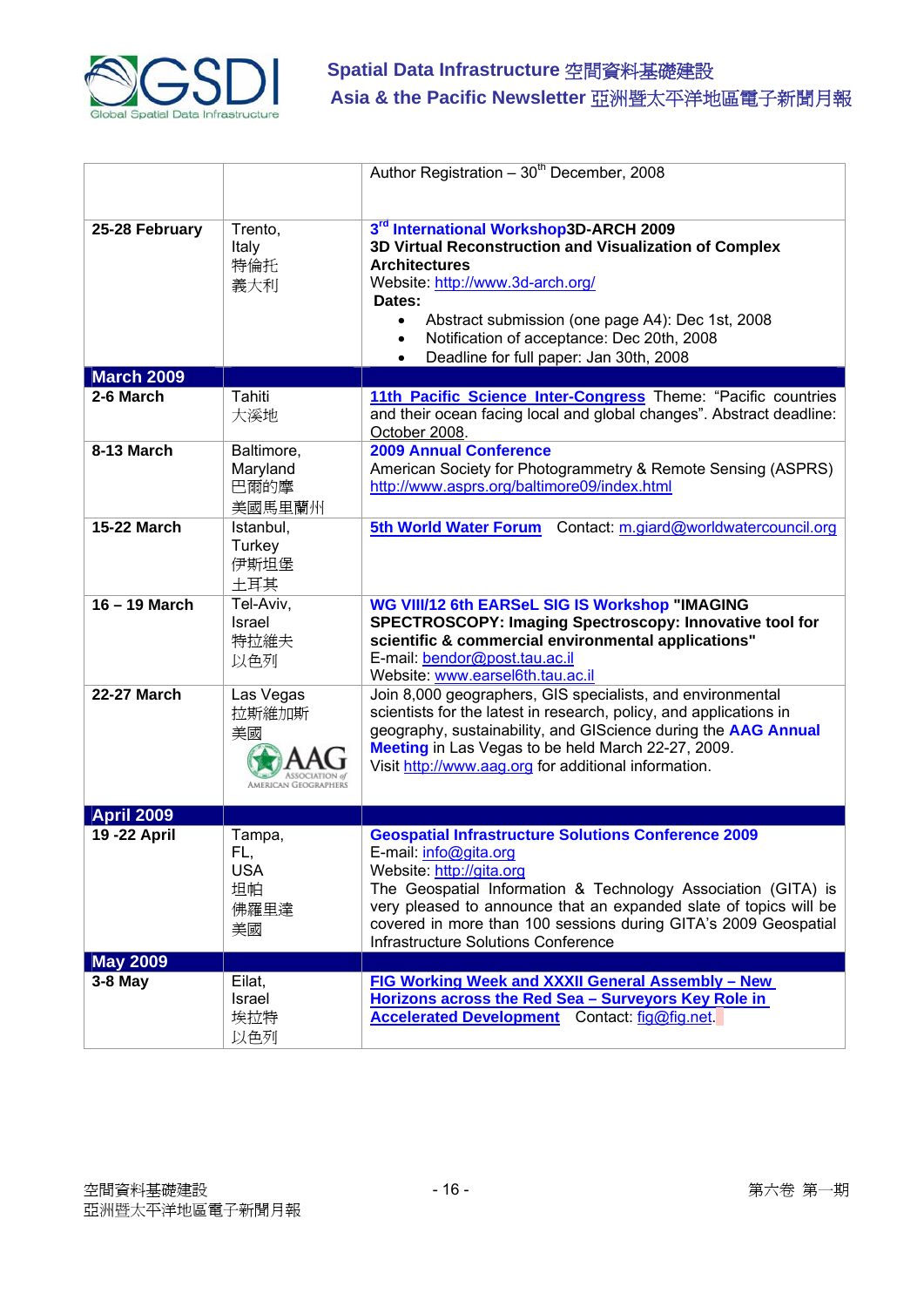| | | |
|---|---|---|
| | | Author Registration – 30th December, 2008 |
| **25-28 February** | Trento, Italy 特倫托 義大利 | **3rd International Workshop3D-ARCH 2009** **3D Virtual Reconstruction and Visualization of Complex Architectures** Website: http://www.3d-arch.org/ **Dates:** • Abstract submission (one page A4): Dec 1st, 2008 • Notification of acceptance: Dec 20th, 2008 • Deadline for full paper: Jan 30th, 2008 |
| **March 2009** | | |
| **2-6 March** | Tahiti 大溪地 | **11th Pacific Science Inter-Congress** Theme: "Pacific countries and their ocean facing local and global changes". Abstract deadline: October 2008. |
| **8-13 March** | Baltimore, Maryland 巴爾的摩 美國馬里蘭州 | **2009 Annual Conference** American Society for Photogrammetry & Remote Sensing (ASPRS) http://www.asprs.org/baltimore09/index.html |
| **15-22 March** | Istanbul, Turkey 伊斯坦堡 土耳其 | **5th World Water Forum** Contact: m.giard@worldwatercouncil.org |
| **16 – 19 March** | Tel-Aviv, Israel 特拉維夫 以色列 | **WG VIII/12 6th EARSeL SIG IS Workshop "IMAGING SPECTROSCOPY: Imaging Spectroscopy: Innovative tool for scientific & commercial environmental applications"** E-mail: bendor@post.tau.ac.il Website: www.earsel6th.tau.ac.il |
| **22-27 March** | Las Vegas 拉斯維加斯 美國 AAG ASSOCIATION of AMERICAN GEOGRAPHERS | Join 8,000 geographers, GIS specialists, and environmental scientists for the latest in research, policy, and applications in geography, sustainability, and GIScience during the **AAG Annual Meeting** in Las Vegas to be held March 22-27, 2009. Visit http://www.aag.org for additional information. |
| **April 2009** | | |
| **19 -22 April** | Tampa, FL, USA 坦帕 佛羅里達 美國 | **Geospatial Infrastructure Solutions Conference 2009** E-mail: info@gita.org Website: http://gita.org The Geospatial Information & Technology Association (GITA) is very pleased to announce that an expanded slate of topics will be covered in more than 100 sessions during GITA's 2009 Geospatial Infrastructure Solutions Conference |
| **May 2009** | | |
| **3-8 May** | Eilat, Israel 埃拉特 以色列 | **FIG Working Week and XXXII General Assembly – New Horizons across the Red Sea – Surveyors Key Role in Accelerated Development** Contact: fig@fig.net. |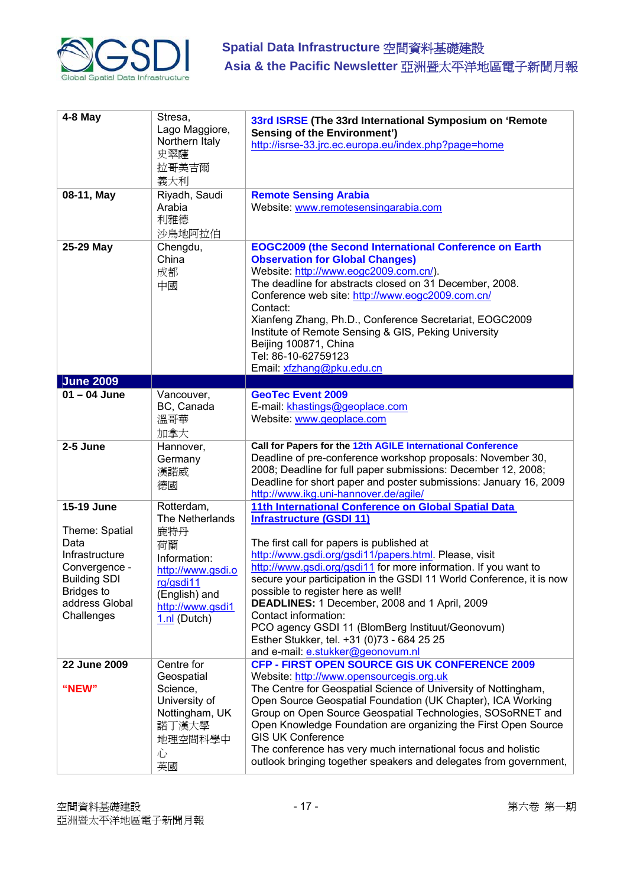| | | |
|---|---|---|
| **4-8 May** | Stresa, Lago Maggiore, Northern Italy 史翠薩 拉哥美吉爾 義大利 | **33rd ISRSE (The 33rd International Symposium on 'Remote Sensing of the Environment')** http://isrse-33.jrc.ec.europa.eu/index.php?page=home |
| **08-11, May** | Riyadh, Saudi Arabia 利雅德 沙烏地阿拉伯 | **Remote Sensing Arabia** Website: www.remotesensingarabia.com |
| **25-29 May** | Chengdu, China 成都 中國 | **EOGC2009 (the Second International Conference on Earth Observation for Global Changes)** Website: http://www.eogc2009.com.cn/). The deadline for abstracts closed on 31 December, 2008. Conference web site: http://www.eogc2009.com.cn/ Contact: Xianfeng Zhang, Ph.D., Conference Secretariat, EOGC2009 Institute of Remote Sensing & GIS, Peking University Beijing 100871, China Tel: 86-10-62759123 Email: xfzhang@pku.edu.cn |
| **June 2009** | | |
| **01 – 04 June** | Vancouver, BC, Canada 溫哥華 加拿大 | **GeoTec Event 2009** E-mail: khastings@geoplace.com Website: www.geoplace.com |
| **2-5 June** | Hannover, Germany 漢諾威 德國 | **Call for Papers for the 12th AGILE International Conference** Deadline of pre-conference workshop proposals: November 30, 2008; Deadline for full paper submissions: December 12, 2008; Deadline for short paper and poster submissions: January 16, 2009 http://www.ikg.uni-hannover.de/agile/ |
| **15-19 June** Theme: Spatial Data Infrastructure Convergence - Building SDI Bridges to address Global Challenges | Rotterdam, The Netherlands 鹿特丹 荷蘭 Information: http://www.gsdi.org/gsdi11 (English) and http://www.gsdi11.nl (Dutch) | **11th International Conference on Global Spatial Data Infrastructure (GSDI 11)** The first call for papers is published at http://www.gsdi.org/gsdi11/papers.html. Please, visit http://www.gsdi.org/gsdi11 for more information. If you want to secure your participation in the GSDI 11 World Conference, it is now possible to register here as well! **DEADLINES:** 1 December, 2008 and 1 April, 2009 Contact information: PCO agency GSDI 11 (BlomBerg Instituut/Geonovum) Esther Stukker, tel. +31 (0)73 - 684 25 25 and e-mail: e.stukker@geonovum.nl |
| **22 June 2009** **"NEW"** | Centre for Geospatial Science, University of Nottingham, UK 諾丁漢大學 地理空間科學中心 英國 | **CFP - FIRST OPEN SOURCE GIS UK CONFERENCE 2009** Website: http://www.opensourcegis.org.uk The Centre for Geospatial Science of University of Nottingham, Open Source Geospatial Foundation (UK Chapter), ICA Working Group on Open Source Geospatial Technologies, SOSoRNET and Open Knowledge Foundation are organizing the First Open Source GIS UK Conference The conference has very much international focus and holistic outlook bringing together speakers and delegates from government, |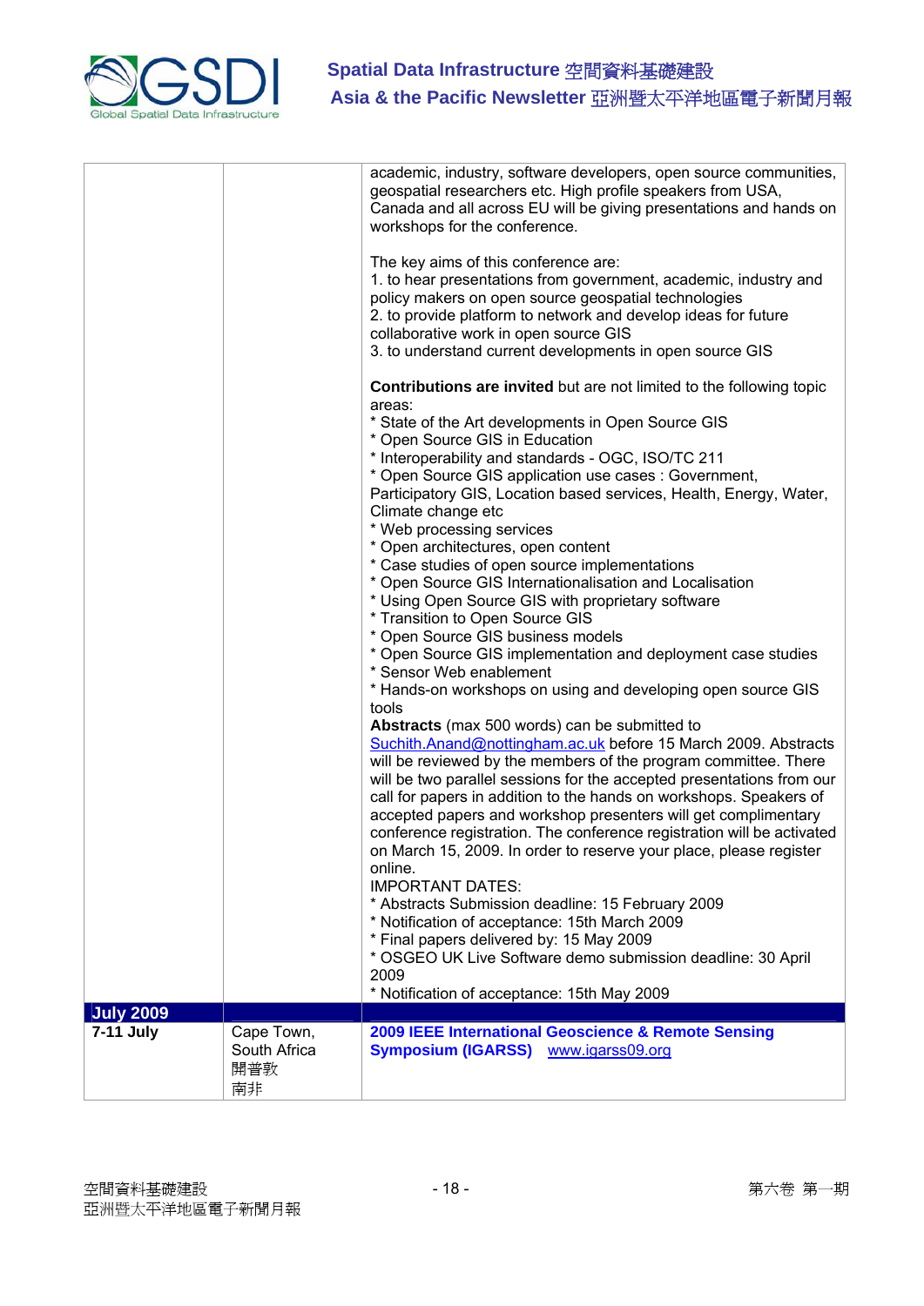| | | |
|---|---|---|
| | | academic, industry, software developers, open source communities, geospatial researchers etc. High profile speakers from USA, Canada and all across EU will be giving presentations and hands on workshops for the conference.<br><br>The key aims of this conference are:<br>1. to hear presentations from government, academic, industry and policy makers on open source geospatial technologies<br>2. to provide platform to network and develop ideas for future collaborative work in open source GIS<br>3. to understand current developments in open source GIS<br><br>**Contributions are invited** but are not limited to the following topic areas:<br>* State of the Art developments in Open Source GIS<br>* Open Source GIS in Education<br>* Interoperability and standards - OGC, ISO/TC 211<br>* Open Source GIS application use cases : Government, Participatory GIS, Location based services, Health, Energy, Water, Climate change etc<br>* Web processing services<br>* Open architectures, open content<br>* Case studies of open source implementations<br>* Open Source GIS Internationalisation and Localisation<br>* Using Open Source GIS with proprietary software<br>* Transition to Open Source GIS<br>* Open Source GIS business models<br>* Open Source GIS implementation and deployment case studies<br>* Sensor Web enablement<br>* Hands-on workshops on using and developing open source GIS tools<br>**Abstracts** (max 500 words) can be submitted to Suchith.Anand@nottingham.ac.uk before 15 March 2009. Abstracts will be reviewed by the members of the program committee. There will be two parallel sessions for the accepted presentations from our call for papers in addition to the hands on workshops. Speakers of accepted papers and workshop presenters will get complimentary conference registration. The conference registration will be activated on March 15, 2009. In order to reserve your place, please register online.<br>IMPORTANT DATES:<br>* Abstracts Submission deadline: 15 February 2009<br>* Notification of acceptance: 15th March 2009<br>* Final papers delivered by: 15 May 2009<br>* OSGEO UK Live Software demo submission deadline: 30 April 2009<br>* Notification of acceptance: 15th May 2009 |
| **July 2009** | | |
| **7-11 July** | Cape Town, South Africa<br>開普敦<br>南非 | **2009 IEEE International Geoscience & Remote Sensing Symposium (IGARSS)** www.igarss09.org |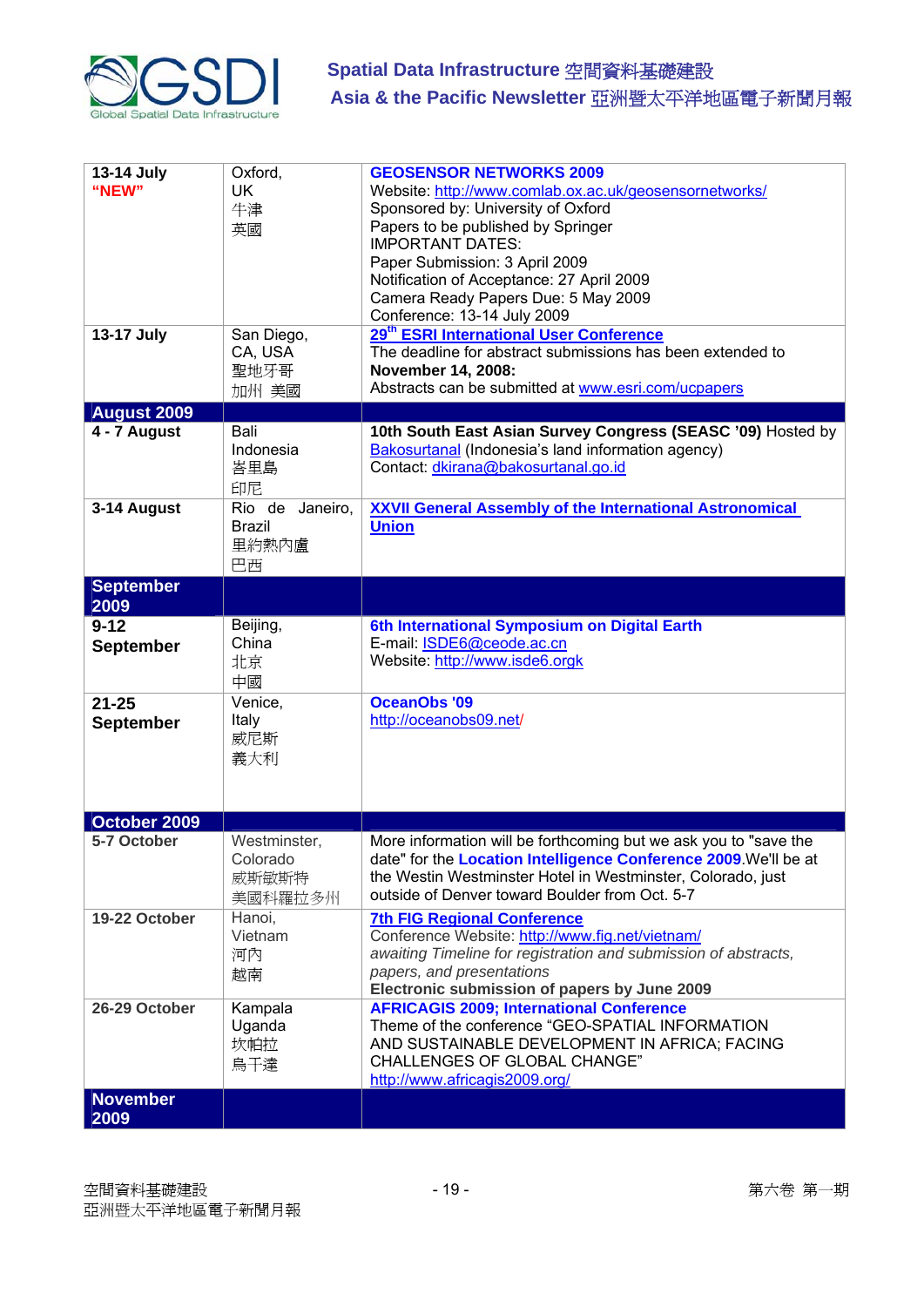| | | |
|---|---|---|
| **13-14 July** **"NEW"** | Oxford, UK 牛津 英國 | **GEOSENSOR NETWORKS 2009** Website: http://www.comlab.ox.ac.uk/geosensornetworks/ Sponsored by: University of Oxford Papers to be published by Springer IMPORTANT DATES: Paper Submission: 3 April 2009 Notification of Acceptance: 27 April 2009 Camera Ready Papers Due: 5 May 2009 Conference: 13-14 July 2009 |
| **13-17 July** | San Diego, CA, USA 聖地牙哥 加州 美國 | **29th ESRI International User Conference** The deadline for abstract submissions has been extended to **November 14, 2008:** Abstracts can be submitted at www.esri.com/ucpapers |
| **August 2009** | | |
| **4 - 7 August** | Bali Indonesia 峇里島 印尼 | **10th South East Asian Survey Congress (SEASC '09)** Hosted by Bakosurtanal (Indonesia's land information agency) Contact: dkirana@bakosurtanal.go.id |
| **3-14 August** | Rio de Janeiro, Brazil 里約熱內盧 巴西 | **XXVII General Assembly of the International Astronomical Union** |
| **September 2009** | | |
| **9-12 September** | Beijing, China 北京 中國 | **6th International Symposium on Digital Earth** E-mail: ISDE6@ceode.ac.cn Website: http://www.isde6.orgk |
| **21-25 September** | Venice, Italy 威尼斯 義大利 | **OceanObs '09** http://oceanobs09.net/ |
| **October 2009** | | |
| **5-7 October** | Westminster, Colorado 威斯敏斯特 美國科羅拉多州 | More information will be forthcoming but we ask you to "save the date" for the **Location Intelligence Conference 2009**.We'll be at the Westin Westminster Hotel in Westminster, Colorado, just outside of Denver toward Boulder from Oct. 5-7 |
| **19-22 October** | Hanoi, Vietnam 河內 越南 | **7th FIG Regional Conference** Conference Website: http://www.fig.net/vietnam/ *awaiting Timeline for registration and submission of abstracts, papers, and presentations* **Electronic submission of papers by June 2009** |
| **26-29 October** | Kampala Uganda 坎帕拉 烏干達 | **AFRICAGIS 2009; International Conference** Theme of the conference "GEO-SPATIAL INFORMATION AND SUSTAINABLE DEVELOPMENT IN AFRICA; FACING CHALLENGES OF GLOBAL CHANGE" http://www.africagis2009.org/ |
| **November 2009** | | |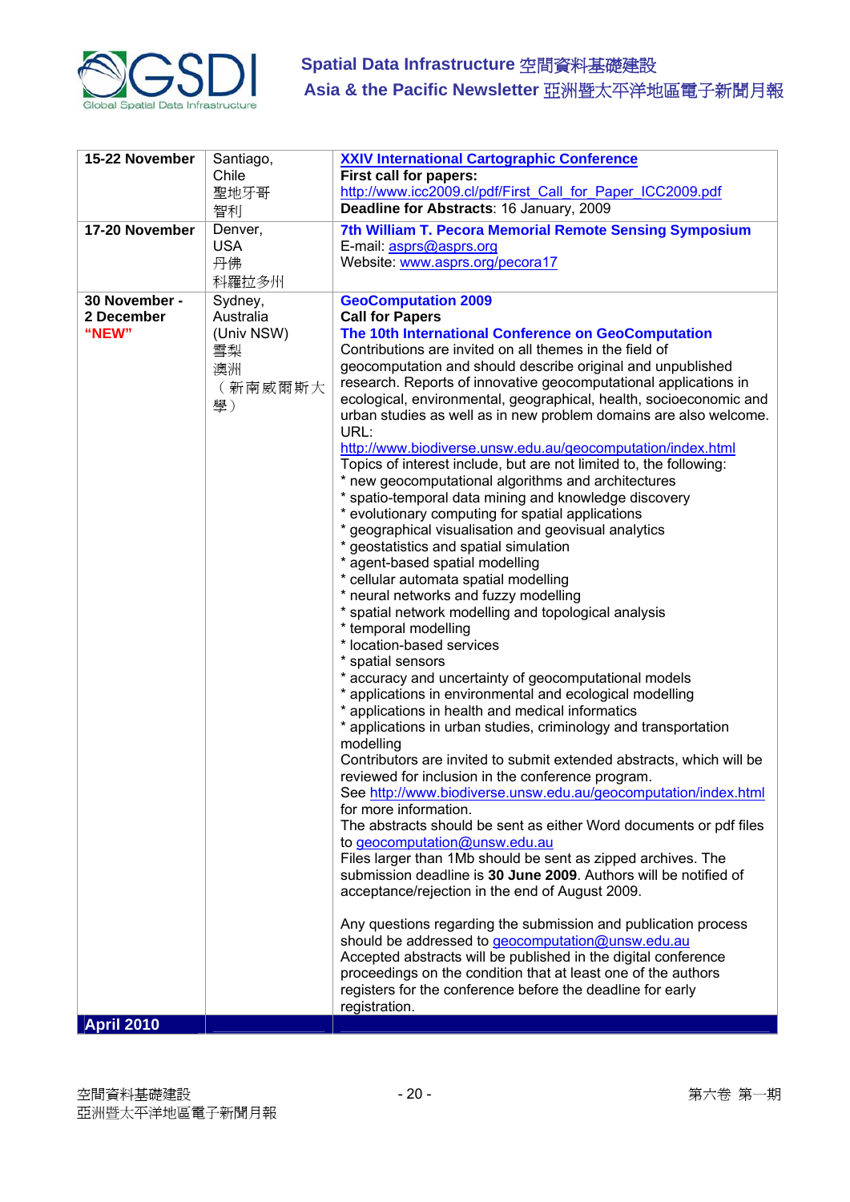| | | |
|---|---|---|
| **15-22 November** | Santiago, Chile 聖地牙哥 智利 | **XXIV International Cartographic Conference**<br>**First call for papers:**<br>http://www.icc2009.cl/pdf/First_Call_for_Paper_ICC2009.pdf<br>**Deadline for Abstracts**: 16 January, 2009 |
| **17-20 November** | Denver, USA 丹佛 科羅拉多州 | **7th William T. Pecora Memorial Remote Sensing Symposium**<br>E-mail: asprs@asprs.org<br>Website: www.asprs.org/pecora17 |
| **30 November - 2 December** **"NEW"** | Sydney, Australia (Univ NSW) 雪梨 澳洲 （新南威爾斯大學） | **GeoComputation 2009**<br>**Call for Papers**<br>**The 10th International Conference on GeoComputation**<br>Contributions are invited on all themes in the field of geocomputation and should describe original and unpublished research. Reports of innovative geocomputational applications in ecological, environmental, geographical, health, socioeconomic and urban studies as well as in new problem domains are also welcome.<br>URL:<br>http://www.biodiverse.unsw.edu.au/geocomputation/index.html<br>Topics of interest include, but are not limited to, the following:<br>* new geocomputational algorithms and architectures<br>* spatio-temporal data mining and knowledge discovery<br>* evolutionary computing for spatial applications<br>* geographical visualisation and geovisual analytics<br>* geostatistics and spatial simulation<br>* agent-based spatial modelling<br>* cellular automata spatial modelling<br>* neural networks and fuzzy modelling<br>* spatial network modelling and topological analysis<br>* temporal modelling<br>* location-based services<br>* spatial sensors<br>* accuracy and uncertainty of geocomputational models<br>* applications in environmental and ecological modelling<br>* applications in health and medical informatics<br>* applications in urban studies, criminology and transportation modelling<br>Contributors are invited to submit extended abstracts, which will be reviewed for inclusion in the conference program.<br>See http://www.biodiverse.unsw.edu.au/geocomputation/index.html for more information.<br>The abstracts should be sent as either Word documents or pdf files to geocomputation@unsw.edu.au<br>Files larger than 1Mb should be sent as zipped archives. The submission deadline is **30 June 2009**. Authors will be notified of acceptance/rejection in the end of August 2009.<br><br>Any questions regarding the submission and publication process should be addressed to geocomputation@unsw.edu.au<br>Accepted abstracts will be published in the digital conference proceedings on the condition that at least one of the authors registers for the conference before the deadline for early registration. |
| **April 2010** | | |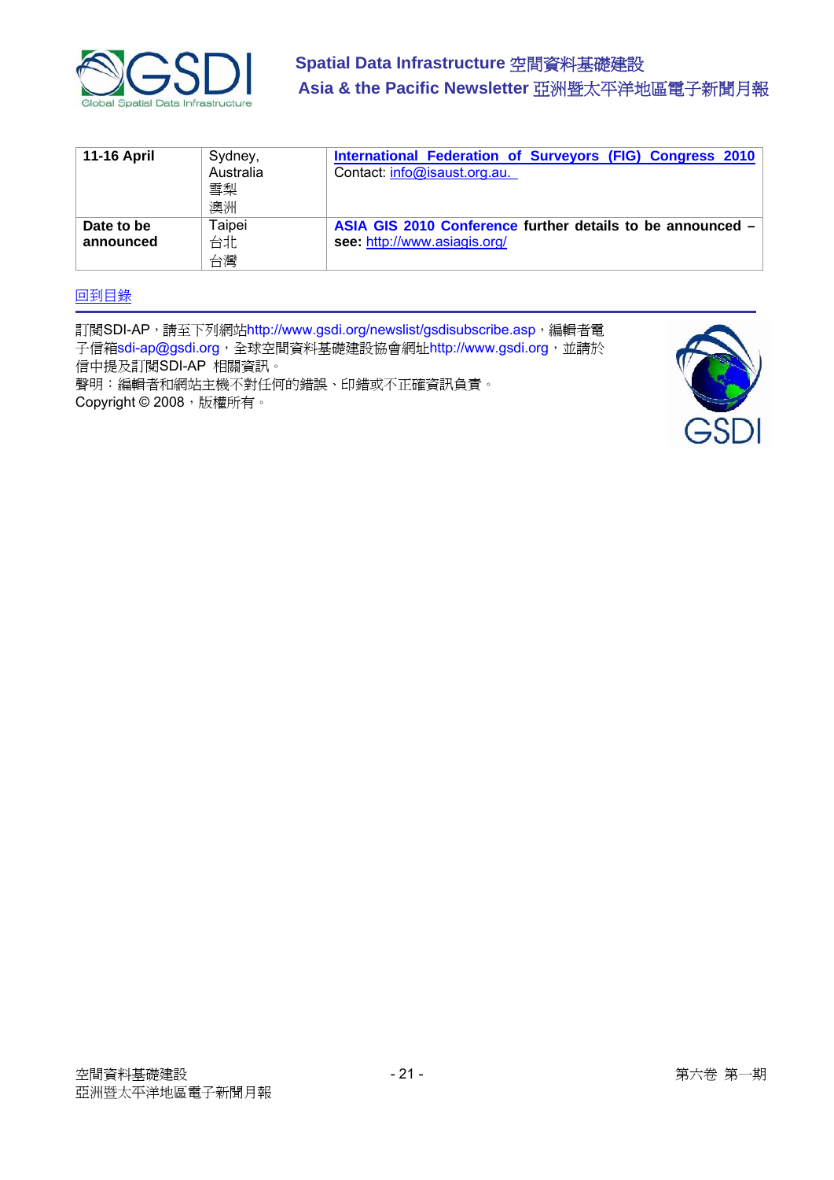| | | |
|---|---|---|
| **11-16 April** | Sydney, Australia 雪梨 澳洲 | **International Federation of Surveyors (FIG) Congress 2010** Contact: info@isaust.org.au. |
| **Date to be announced** | Taipei 台北 台灣 | **ASIA GIS 2010 Conference further details to be announced – see:** http://www.asiagis.org/ |

回到目錄

訂閱SDI-AP，請至下列網站http://www.gsdi.org/newslist/gsdisubscribe.asp，編輯者電子信箱sdi-ap@gsdi.org，全球空間資料基礎建設協會網址http://www.gsdi.org，並請於信中提及訂閱SDI-AP 相關資訊。

聲明：編輯者和網站主機不對任何的錯誤、印錯或不正確資訊負責。

Copyright © 2008，版權所有。